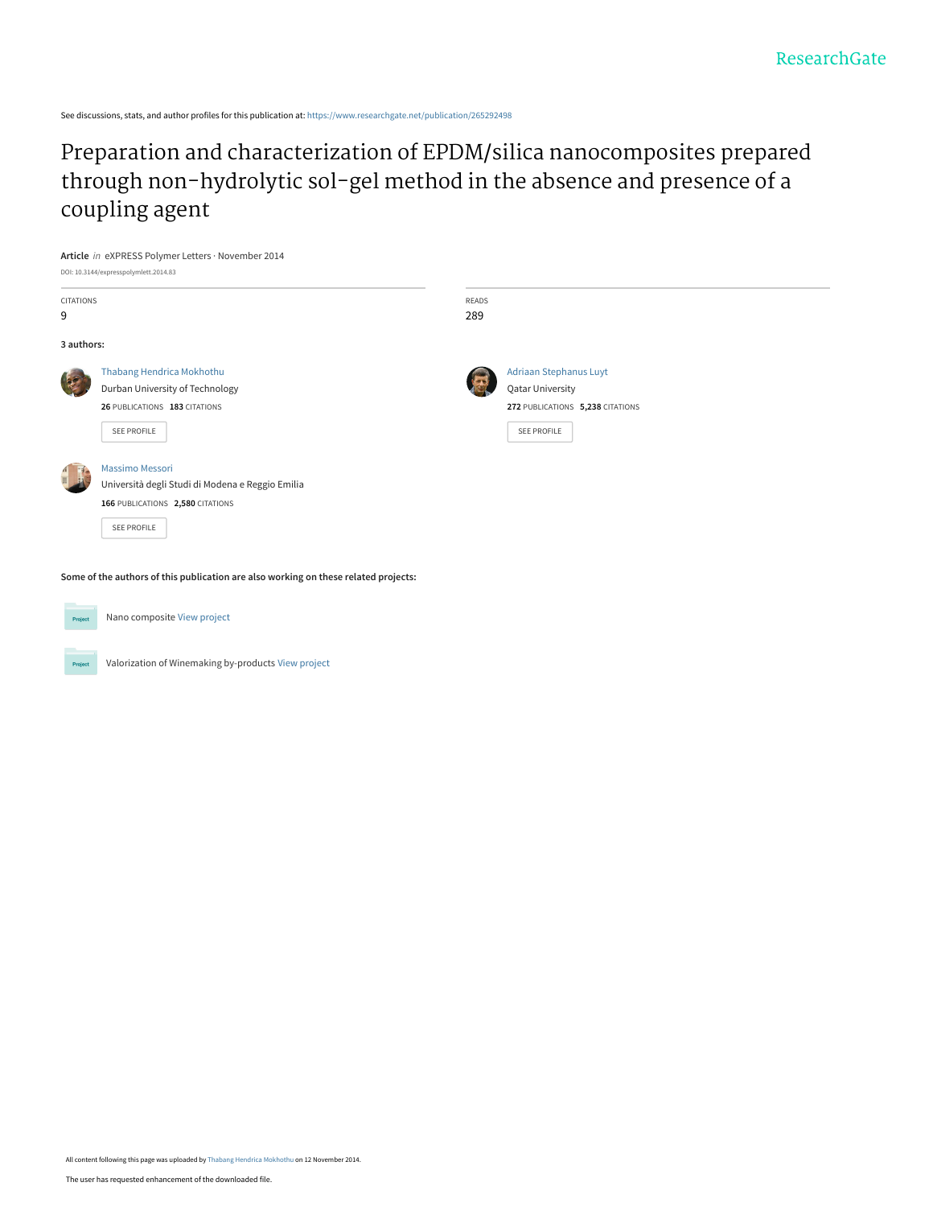See discussions, stats, and author profiles for this publication at: https://www.researchgate.net/publication/265292498

# Preparation and characterization of EPDM/silica nanocomposites prepared through non-hydrolytic sol-gel method in the absence and presence of a coupling agent

**Article** *in* eXPRESS Polymer Letters · November 2014

DOI: 10.3144/expresspolymlett.2014.83

CITATIONS
9

READS
289

**3 authors:**

Thabang Hendrica Mokhothu
Durban University of Technology
**26** PUBLICATIONS **183** CITATIONS

SEE PROFILE

Adriaan Stephanus Luyt
Qatar University
**272** PUBLICATIONS **5,238** CITATIONS

SEE PROFILE

Massimo Messori
Università degli Studi di Modena e Reggio Emilia
**166** PUBLICATIONS **2,580** CITATIONS

SEE PROFILE

**Some of the authors of this publication are also working on these related projects:**

Project: Nano composite View project

Project: Valorization of Winemaking by-products View project

All content following this page was uploaded by Thabang Hendrica Mokhothu on 12 November 2014.

The user has requested enhancement of the downloaded file.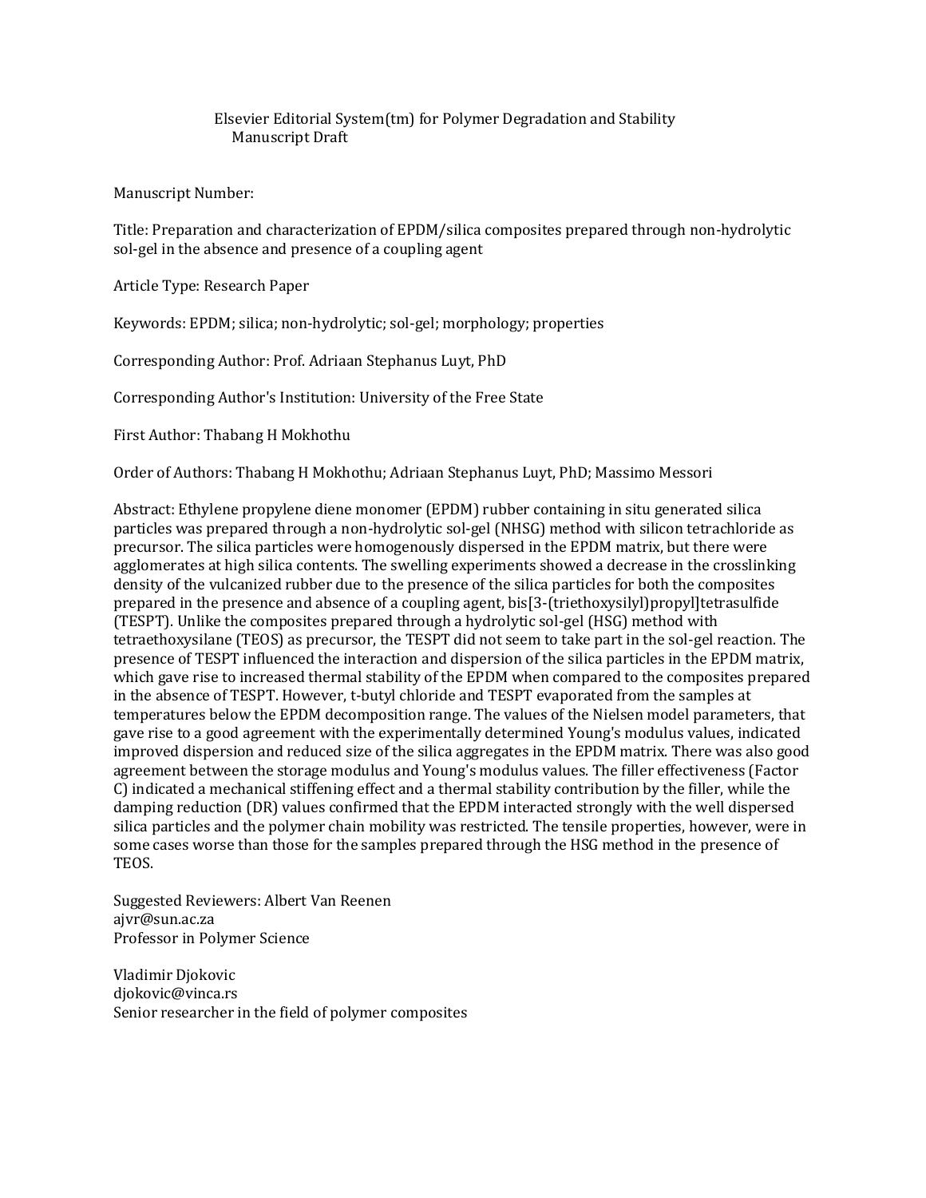Elsevier Editorial System(tm) for Polymer Degradation and Stability
Manuscript Draft

Manuscript Number:

Title: Preparation and characterization of EPDM/silica composites prepared through non-hydrolytic sol-gel in the absence and presence of a coupling agent

Article Type: Research Paper

Keywords: EPDM; silica; non-hydrolytic; sol-gel; morphology; properties

Corresponding Author: Prof. Adriaan Stephanus Luyt, PhD

Corresponding Author's Institution: University of the Free State

First Author: Thabang H Mokhothu

Order of Authors: Thabang H Mokhothu; Adriaan Stephanus Luyt, PhD; Massimo Messori

Abstract: Ethylene propylene diene monomer (EPDM) rubber containing in situ generated silica particles was prepared through a non-hydrolytic sol-gel (NHSG) method with silicon tetrachloride as precursor. The silica particles were homogenously dispersed in the EPDM matrix, but there were agglomerates at high silica contents. The swelling experiments showed a decrease in the crosslinking density of the vulcanized rubber due to the presence of the silica particles for both the composites prepared in the presence and absence of a coupling agent, bis[3-(triethoxysilyl)propyl]tetrasulfide (TESPT). Unlike the composites prepared through a hydrolytic sol-gel (HSG) method with tetraethoxysilane (TEOS) as precursor, the TESPT did not seem to take part in the sol-gel reaction. The presence of TESPT influenced the interaction and dispersion of the silica particles in the EPDM matrix, which gave rise to increased thermal stability of the EPDM when compared to the composites prepared in the absence of TESPT. However, t-butyl chloride and TESPT evaporated from the samples at temperatures below the EPDM decomposition range. The values of the Nielsen model parameters, that gave rise to a good agreement with the experimentally determined Young's modulus values, indicated improved dispersion and reduced size of the silica aggregates in the EPDM matrix. There was also good agreement between the storage modulus and Young's modulus values. The filler effectiveness (Factor C) indicated a mechanical stiffening effect and a thermal stability contribution by the filler, while the damping reduction (DR) values confirmed that the EPDM interacted strongly with the well dispersed silica particles and the polymer chain mobility was restricted. The tensile properties, however, were in some cases worse than those for the samples prepared through the HSG method in the presence of TEOS.

Suggested Reviewers: Albert Van Reenen
ajvr@sun.ac.za
Professor in Polymer Science

Vladimir Djokovic
djokovic@vinca.rs
Senior researcher in the field of polymer composites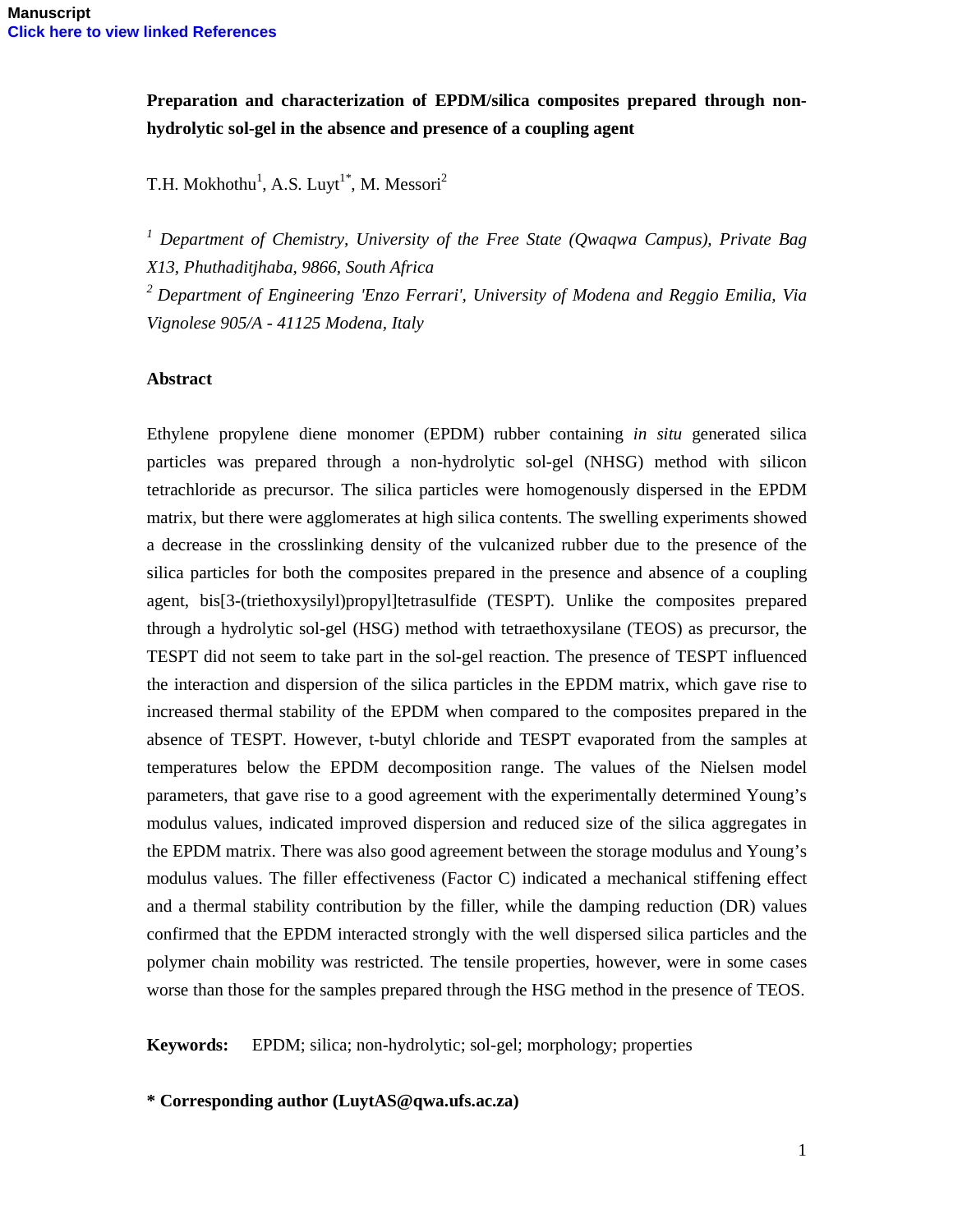**Preparation and characterization of EPDM/silica composites prepared through non-hydrolytic sol-gel in the absence and presence of a coupling agent**

T.H. Mokhothu[1], A.S. Luyt[1*], M. Messori[2]

[1] *Department of Chemistry, University of the Free State (Qwaqwa Campus), Private Bag X13, Phuthaditjhaba, 9866, South Africa*

[2] *Department of Engineering 'Enzo Ferrari', University of Modena and Reggio Emilia, Via Vignolese 905/A - 41125 Modena, Italy*

## Abstract

Ethylene propylene diene monomer (EPDM) rubber containing *in situ* generated silica particles was prepared through a non-hydrolytic sol-gel (NHSG) method with silicon tetrachloride as precursor. The silica particles were homogenously dispersed in the EPDM matrix, but there were agglomerates at high silica contents. The swelling experiments showed a decrease in the crosslinking density of the vulcanized rubber due to the presence of the silica particles for both the composites prepared in the presence and absence of a coupling agent, bis[3-(triethoxysilyl)propyl]tetrasulfide (TESPT). Unlike the composites prepared through a hydrolytic sol-gel (HSG) method with tetraethoxysilane (TEOS) as precursor, the TESPT did not seem to take part in the sol-gel reaction. The presence of TESPT influenced the interaction and dispersion of the silica particles in the EPDM matrix, which gave rise to increased thermal stability of the EPDM when compared to the composites prepared in the absence of TESPT. However, t-butyl chloride and TESPT evaporated from the samples at temperatures below the EPDM decomposition range. The values of the Nielsen model parameters, that gave rise to a good agreement with the experimentally determined Young's modulus values, indicated improved dispersion and reduced size of the silica aggregates in the EPDM matrix. There was also good agreement between the storage modulus and Young's modulus values. The filler effectiveness (Factor C) indicated a mechanical stiffening effect and a thermal stability contribution by the filler, while the damping reduction (DR) values confirmed that the EPDM interacted strongly with the well dispersed silica particles and the polymer chain mobility was restricted. The tensile properties, however, were in some cases worse than those for the samples prepared through the HSG method in the presence of TEOS.

**Keywords:** EPDM; silica; non-hydrolytic; sol-gel; morphology; properties

**\* Corresponding author (LuytAS@qwa.ufs.ac.za)**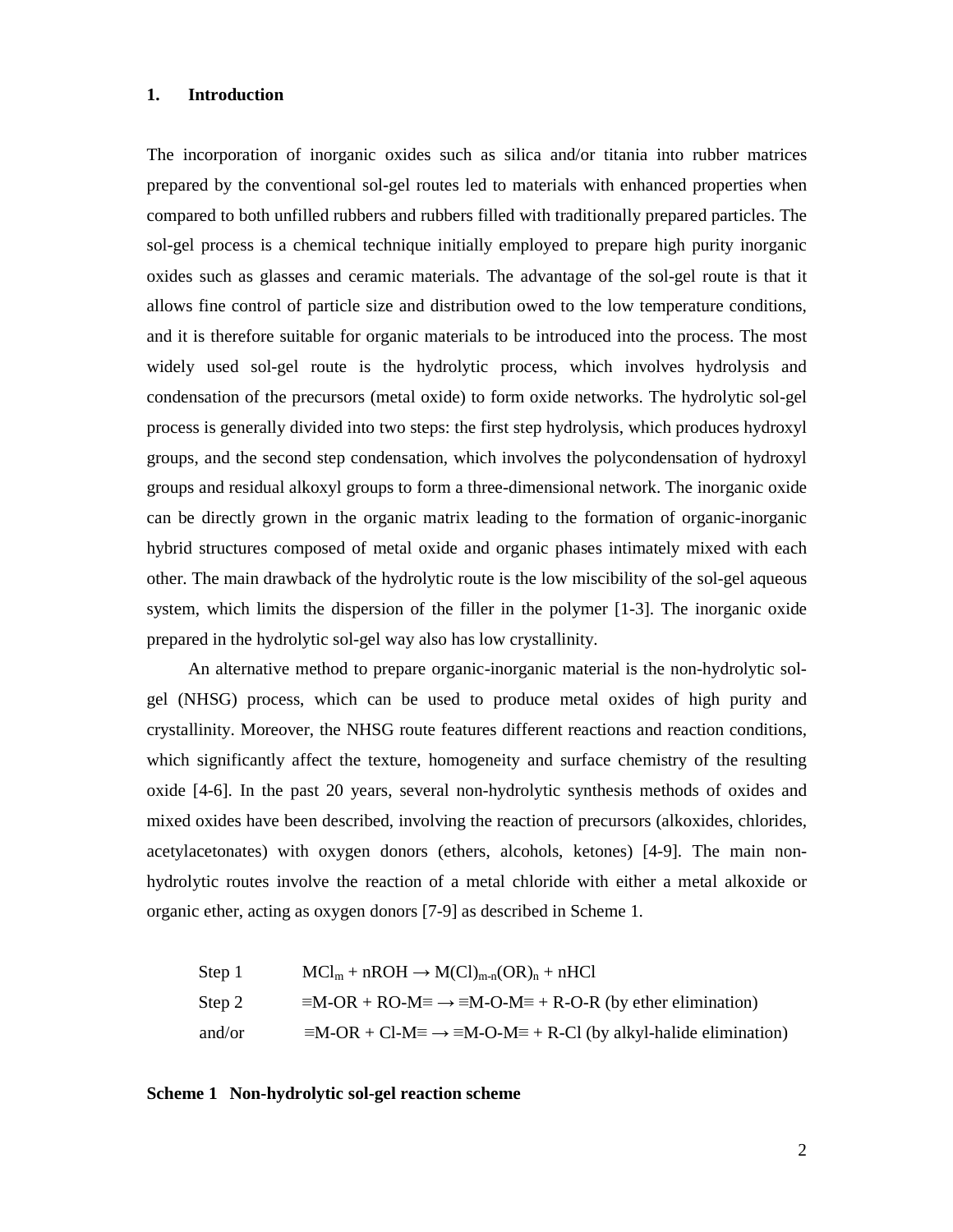## 1. Introduction

The incorporation of inorganic oxides such as silica and/or titania into rubber matrices prepared by the conventional sol-gel routes led to materials with enhanced properties when compared to both unfilled rubbers and rubbers filled with traditionally prepared particles. The sol-gel process is a chemical technique initially employed to prepare high purity inorganic oxides such as glasses and ceramic materials. The advantage of the sol-gel route is that it allows fine control of particle size and distribution owed to the low temperature conditions, and it is therefore suitable for organic materials to be introduced into the process. The most widely used sol-gel route is the hydrolytic process, which involves hydrolysis and condensation of the precursors (metal oxide) to form oxide networks. The hydrolytic sol-gel process is generally divided into two steps: the first step hydrolysis, which produces hydroxyl groups, and the second step condensation, which involves the polycondensation of hydroxyl groups and residual alkoxyl groups to form a three-dimensional network. The inorganic oxide can be directly grown in the organic matrix leading to the formation of organic-inorganic hybrid structures composed of metal oxide and organic phases intimately mixed with each other. The main drawback of the hydrolytic route is the low miscibility of the sol-gel aqueous system, which limits the dispersion of the filler in the polymer [1-3]. The inorganic oxide prepared in the hydrolytic sol-gel way also has low crystallinity.

An alternative method to prepare organic-inorganic material is the non-hydrolytic sol-gel (NHSG) process, which can be used to produce metal oxides of high purity and crystallinity. Moreover, the NHSG route features different reactions and reaction conditions, which significantly affect the texture, homogeneity and surface chemistry of the resulting oxide [4-6]. In the past 20 years, several non-hydrolytic synthesis methods of oxides and mixed oxides have been described, involving the reaction of precursors (alkoxides, chlorides, acetylacetonates) with oxygen donors (ethers, alcohols, ketones) [4-9]. The main non-hydrolytic routes involve the reaction of a metal chloride with either a metal alkoxide or organic ether, acting as oxygen donors [7-9] as described in Scheme 1.

Step 1 $MCl_m + nROH \rightarrow M(Cl)_{m-n}(OR)_n + nHCl$

Step 2 $\equiv M\text{-}OR + RO\text{-}M\equiv \rightarrow \equiv M\text{-}O\text{-}M\equiv + R\text{-}O\text{-}R$ (by ether elimination)

and/or $\equiv M\text{-}OR + Cl\text{-}M\equiv \rightarrow \equiv M\text{-}O\text{-}M\equiv + R\text{-}Cl$ (by alkyl-halide elimination)

**Scheme 1 Non-hydrolytic sol-gel reaction scheme**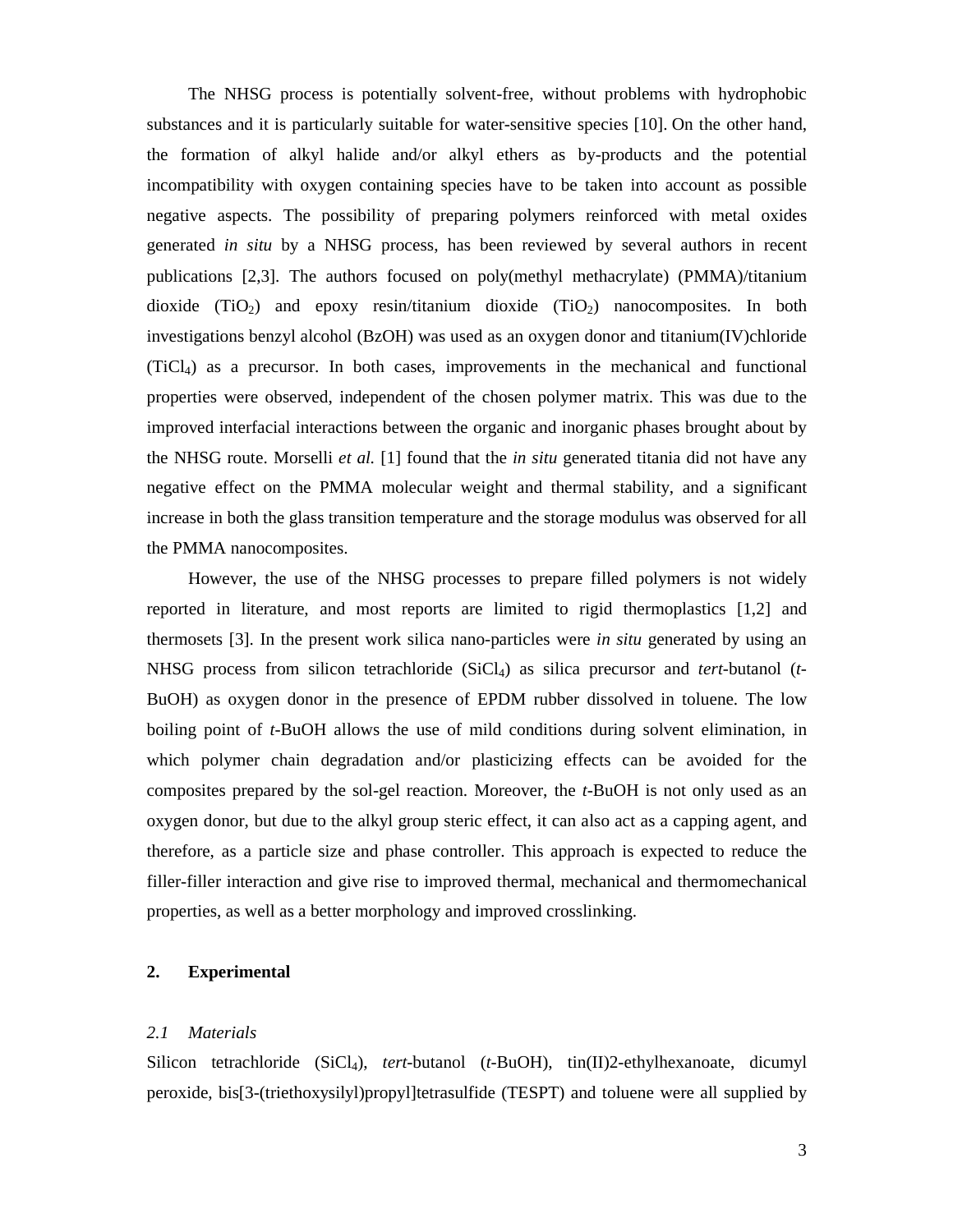The NHSG process is potentially solvent-free, without problems with hydrophobic substances and it is particularly suitable for water-sensitive species [10]. On the other hand, the formation of alkyl halide and/or alkyl ethers as by-products and the potential incompatibility with oxygen containing species have to be taken into account as possible negative aspects. The possibility of preparing polymers reinforced with metal oxides generated *in situ* by a NHSG process, has been reviewed by several authors in recent publications [2,3]. The authors focused on poly(methyl methacrylate) (PMMA)/titanium dioxide ($TiO_2$) and epoxy resin/titanium dioxide ($TiO_2$) nanocomposites. In both investigations benzyl alcohol (BzOH) was used as an oxygen donor and titanium(IV)chloride ($TiCl_4$) as a precursor. In both cases, improvements in the mechanical and functional properties were observed, independent of the chosen polymer matrix. This was due to the improved interfacial interactions between the organic and inorganic phases brought about by the NHSG route. Morselli *et al.* [1] found that the *in situ* generated titania did not have any negative effect on the PMMA molecular weight and thermal stability, and a significant increase in both the glass transition temperature and the storage modulus was observed for all the PMMA nanocomposites.

However, the use of the NHSG processes to prepare filled polymers is not widely reported in literature, and most reports are limited to rigid thermoplastics [1,2] and thermosets [3]. In the present work silica nano-particles were *in situ* generated by using an NHSG process from silicon tetrachloride ($SiCl_4$) as silica precursor and *tert*-butanol (*t*-BuOH) as oxygen donor in the presence of EPDM rubber dissolved in toluene. The low boiling point of *t*-BuOH allows the use of mild conditions during solvent elimination, in which polymer chain degradation and/or plasticizing effects can be avoided for the composites prepared by the sol-gel reaction. Moreover, the *t*-BuOH is not only used as an oxygen donor, but due to the alkyl group steric effect, it can also act as a capping agent, and therefore, as a particle size and phase controller. This approach is expected to reduce the filler-filler interaction and give rise to improved thermal, mechanical and thermomechanical properties, as well as a better morphology and improved crosslinking.

## 2. Experimental

### *2.1 Materials*

Silicon tetrachloride ($SiCl_4$), *tert*-butanol (*t*-BuOH), tin(II)2-ethylhexanoate, dicumyl peroxide, bis[3-(triethoxysilyl)propyl]tetrasulfide (TESPT) and toluene were all supplied by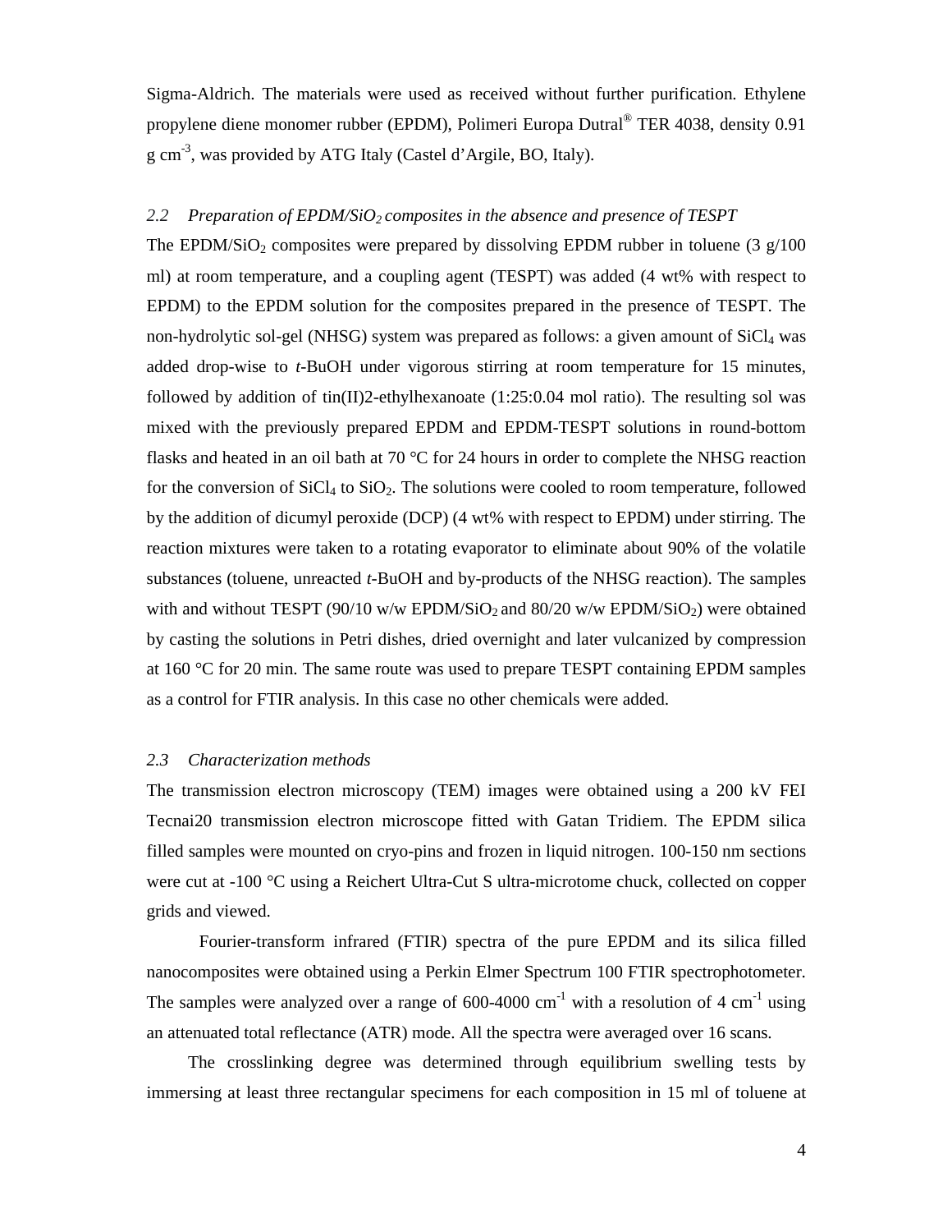Sigma-Aldrich. The materials were used as received without further purification. Ethylene propylene diene monomer rubber (EPDM), Polimeri Europa Dutral® TER 4038, density 0.91 g $cm^{-3}$, was provided by ATG Italy (Castel d'Argile, BO, Italy).

### *2.2 Preparation of EPDM/$SiO_2$ composites in the absence and presence of TESPT*

The EPDM/$SiO_2$ composites were prepared by dissolving EPDM rubber in toluene (3 g/100 ml) at room temperature, and a coupling agent (TESPT) was added (4 wt% with respect to EPDM) to the EPDM solution for the composites prepared in the presence of TESPT. The non-hydrolytic sol-gel (NHSG) system was prepared as follows: a given amount of $SiCl_4$ was added drop-wise to *t*-BuOH under vigorous stirring at room temperature for 15 minutes, followed by addition of tin(II)2-ethylhexanoate (1:25:0.04 mol ratio). The resulting sol was mixed with the previously prepared EPDM and EPDM-TESPT solutions in round-bottom flasks and heated in an oil bath at 70 °C for 24 hours in order to complete the NHSG reaction for the conversion of $SiCl_4$ to $SiO_2$. The solutions were cooled to room temperature, followed by the addition of dicumyl peroxide (DCP) (4 wt% with respect to EPDM) under stirring. The reaction mixtures were taken to a rotating evaporator to eliminate about 90% of the volatile substances (toluene, unreacted *t*-BuOH and by-products of the NHSG reaction). The samples with and without TESPT (90/10 w/w EPDM/$SiO_2$ and 80/20 w/w EPDM/$SiO_2$) were obtained by casting the solutions in Petri dishes, dried overnight and later vulcanized by compression at 160 °C for 20 min. The same route was used to prepare TESPT containing EPDM samples as a control for FTIR analysis. In this case no other chemicals were added.

### *2.3 Characterization methods*

The transmission electron microscopy (TEM) images were obtained using a 200 kV FEI Tecnai20 transmission electron microscope fitted with Gatan Tridiem. The EPDM silica filled samples were mounted on cryo-pins and frozen in liquid nitrogen. 100-150 nm sections were cut at -100 °C using a Reichert Ultra-Cut S ultra-microtome chuck, collected on copper grids and viewed.

Fourier-transform infrared (FTIR) spectra of the pure EPDM and its silica filled nanocomposites were obtained using a Perkin Elmer Spectrum 100 FTIR spectrophotometer. The samples were analyzed over a range of 600-4000 $cm^{-1}$ with a resolution of 4 $cm^{-1}$ using an attenuated total reflectance (ATR) mode. All the spectra were averaged over 16 scans.

The crosslinking degree was determined through equilibrium swelling tests by immersing at least three rectangular specimens for each composition in 15 ml of toluene at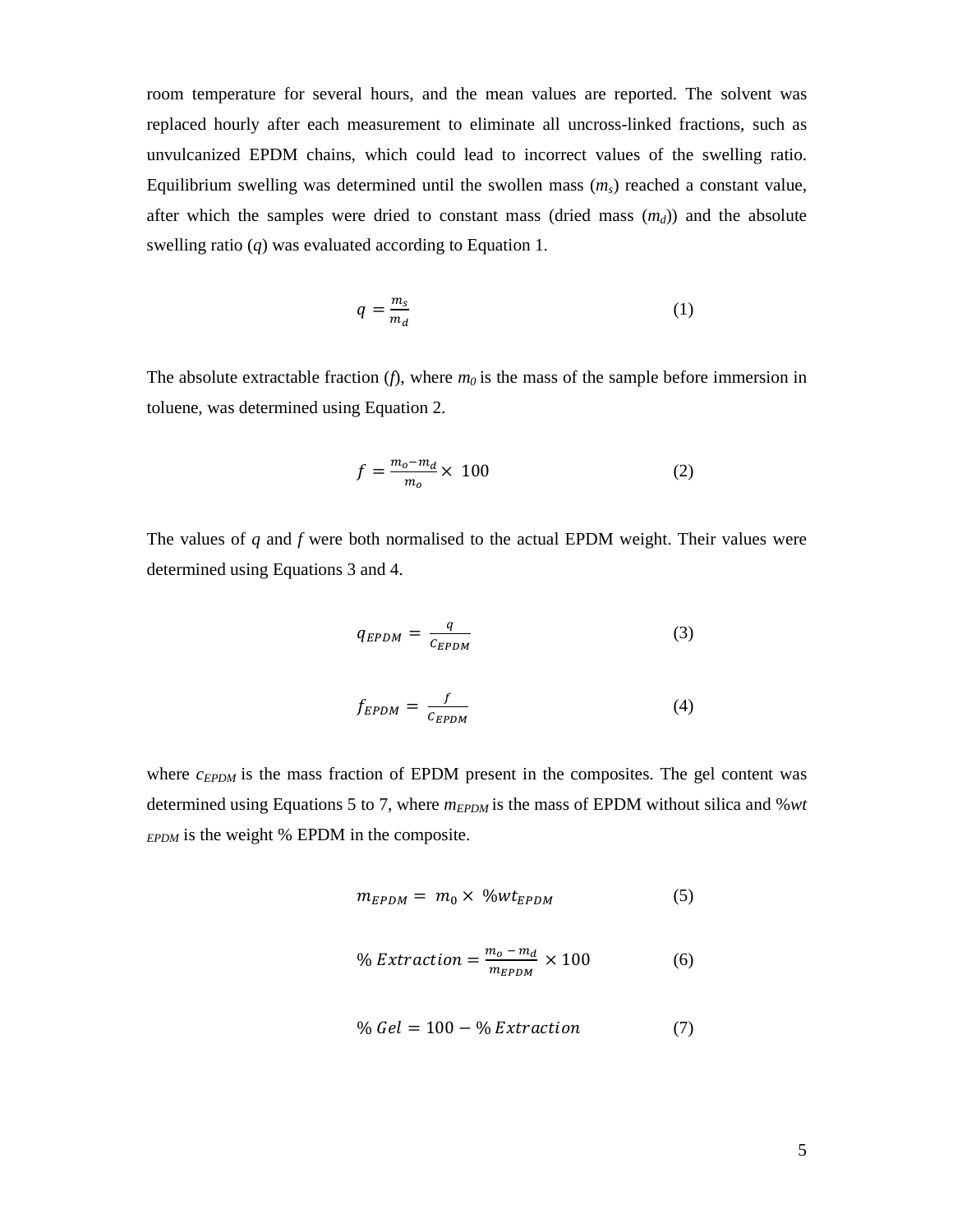room temperature for several hours, and the mean values are reported. The solvent was replaced hourly after each measurement to eliminate all uncross-linked fractions, such as unvulcanized EPDM chains, which could lead to incorrect values of the swelling ratio. Equilibrium swelling was determined until the swollen mass ($m_s$) reached a constant value, after which the samples were dried to constant mass (dried mass ($m_d$)) and the absolute swelling ratio ($q$) was evaluated according to Equation 1.

$$q = \frac{m_s}{m_d} \tag{1}$$

The absolute extractable fraction ($f$), where $m_0$ is the mass of the sample before immersion in toluene, was determined using Equation 2.

$$f = \frac{m_o - m_d}{m_o} \times 100 \tag{2}$$

The values of $q$ and $f$ were both normalised to the actual EPDM weight. Their values were determined using Equations 3 and 4.

$$q_{EPDM} = \frac{q}{c_{EPDM}} \tag{3}$$

$$f_{EPDM} = \frac{f}{c_{EPDM}} \tag{4}$$

where $c_{EPDM}$ is the mass fraction of EPDM present in the composites. The gel content was determined using Equations 5 to 7, where $m_{EPDM}$ is the mass of EPDM without silica and $\%wt_{EPDM}$ is the weight % EPDM in the composite.

$$m_{EPDM} = m_0 \times \%wt_{EPDM} \tag{5}$$

$$\%\,Extraction = \frac{m_o - m_d}{m_{EPDM}} \times 100 \tag{6}$$

$$\%\,Gel = 100 - \%\,Extraction \tag{7}$$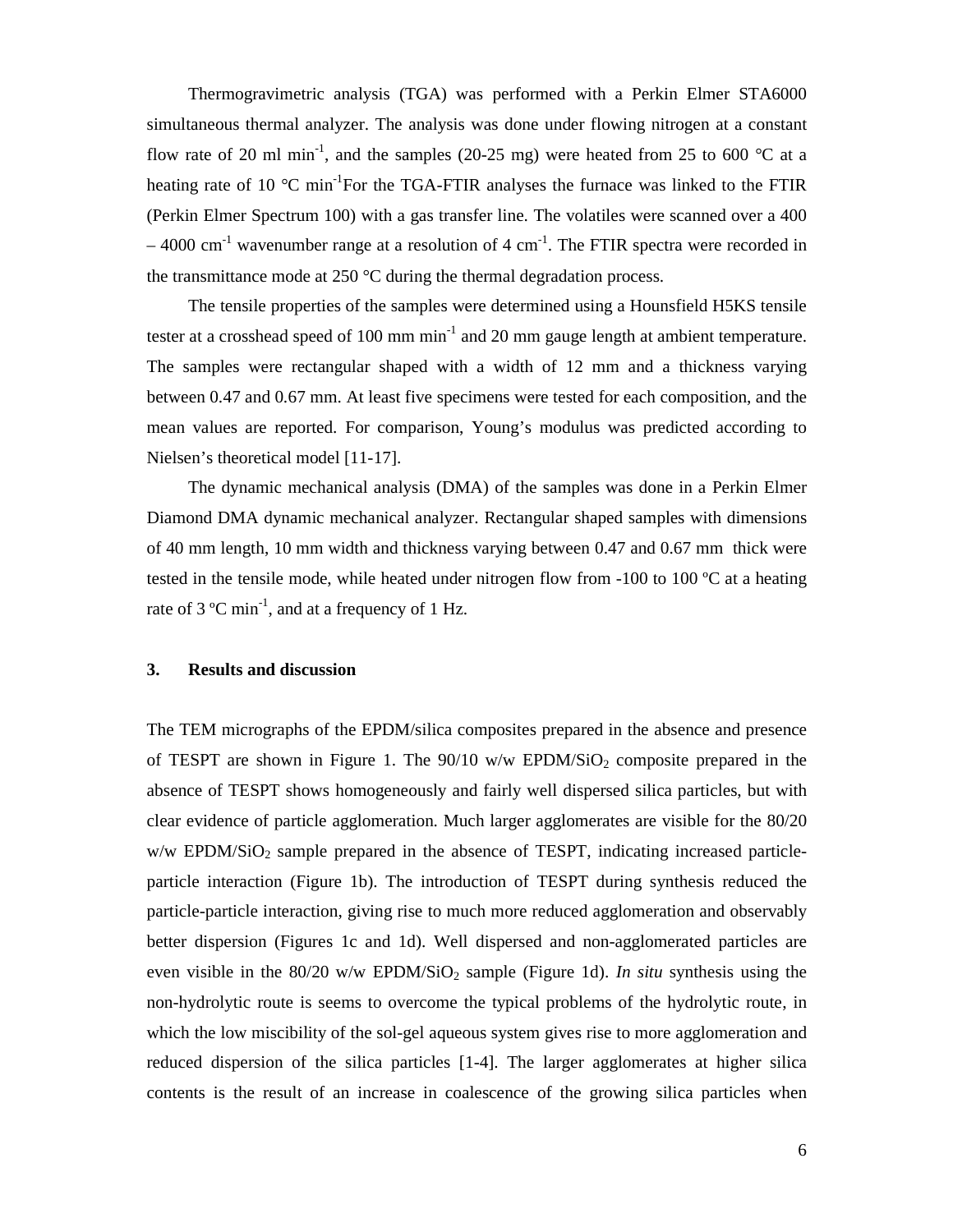Thermogravimetric analysis (TGA) was performed with a Perkin Elmer STA6000 simultaneous thermal analyzer. The analysis was done under flowing nitrogen at a constant flow rate of 20 ml min$^{-1}$, and the samples (20-25 mg) were heated from 25 to 600 °C at a heating rate of 10 °C min$^{-1}$For the TGA-FTIR analyses the furnace was linked to the FTIR (Perkin Elmer Spectrum 100) with a gas transfer line. The volatiles were scanned over a 400 – 4000 cm$^{-1}$ wavenumber range at a resolution of 4 cm$^{-1}$. The FTIR spectra were recorded in the transmittance mode at 250 °C during the thermal degradation process.

The tensile properties of the samples were determined using a Hounsfield H5KS tensile tester at a crosshead speed of 100 mm min$^{-1}$ and 20 mm gauge length at ambient temperature. The samples were rectangular shaped with a width of 12 mm and a thickness varying between 0.47 and 0.67 mm. At least five specimens were tested for each composition, and the mean values are reported. For comparison, Young's modulus was predicted according to Nielsen's theoretical model [11-17].

The dynamic mechanical analysis (DMA) of the samples was done in a Perkin Elmer Diamond DMA dynamic mechanical analyzer. Rectangular shaped samples with dimensions of 40 mm length, 10 mm width and thickness varying between 0.47 and 0.67 mm thick were tested in the tensile mode, while heated under nitrogen flow from -100 to 100 ºC at a heating rate of 3 ºC min$^{-1}$, and at a frequency of 1 Hz.

## 3. Results and discussion

The TEM micrographs of the EPDM/silica composites prepared in the absence and presence of TESPT are shown in Figure 1. The 90/10 w/w EPDM/$SiO_2$ composite prepared in the absence of TESPT shows homogeneously and fairly well dispersed silica particles, but with clear evidence of particle agglomeration. Much larger agglomerates are visible for the 80/20 w/w EPDM/$SiO_2$ sample prepared in the absence of TESPT, indicating increased particle-particle interaction (Figure 1b). The introduction of TESPT during synthesis reduced the particle-particle interaction, giving rise to much more reduced agglomeration and observably better dispersion (Figures 1c and 1d). Well dispersed and non-agglomerated particles are even visible in the 80/20 w/w EPDM/$SiO_2$ sample (Figure 1d). *In situ* synthesis using the non-hydrolytic route is seems to overcome the typical problems of the hydrolytic route, in which the low miscibility of the sol-gel aqueous system gives rise to more agglomeration and reduced dispersion of the silica particles [1-4]. The larger agglomerates at higher silica contents is the result of an increase in coalescence of the growing silica particles when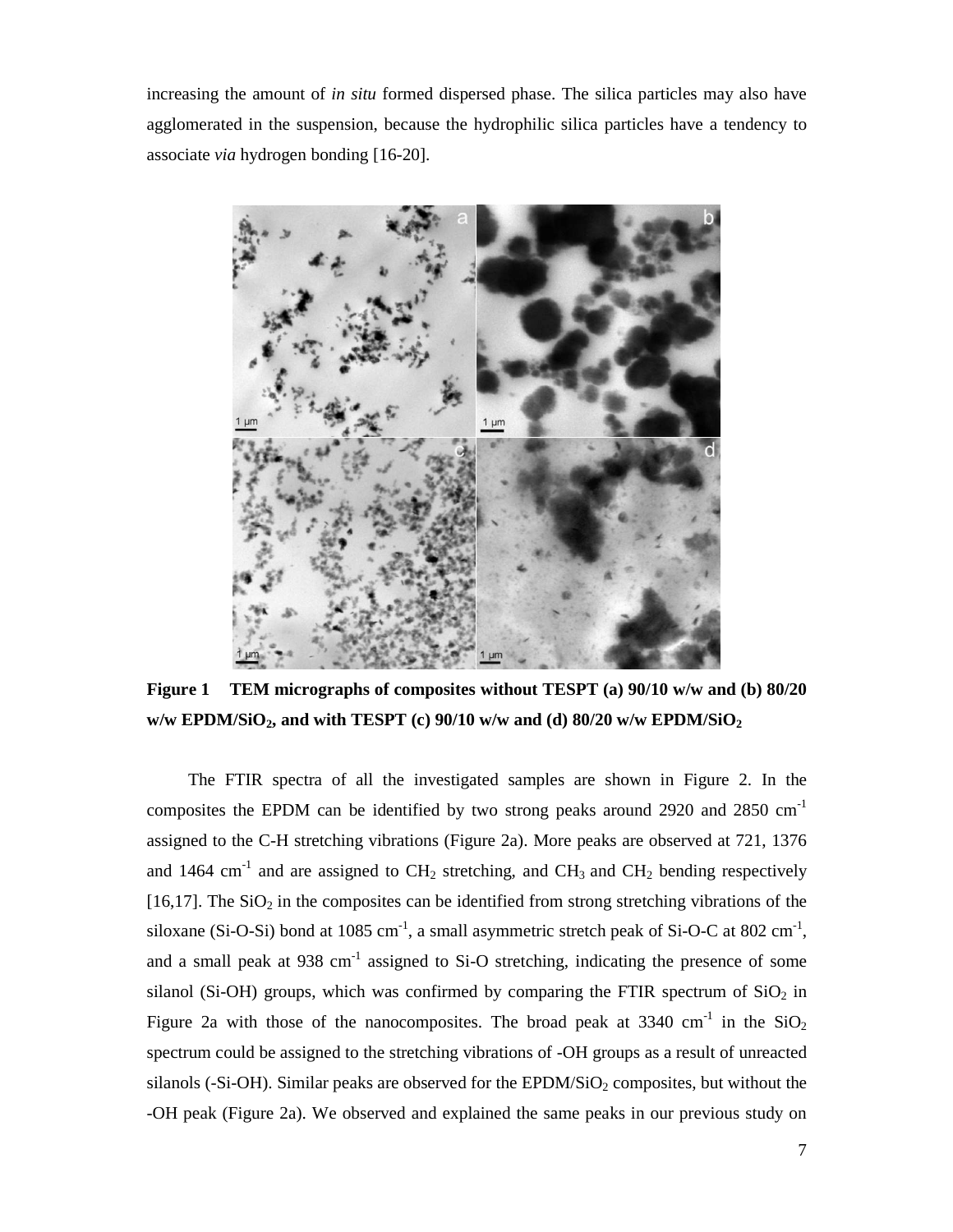increasing the amount of *in situ* formed dispersed phase. The silica particles may also have agglomerated in the suspension, because the hydrophilic silica particles have a tendency to associate *via* hydrogen bonding [16-20].

**Figure 1 TEM micrographs of composites without TESPT (a) 90/10 w/w and (b) 80/20 w/w EPDM/$SiO_2$, and with TESPT (c) 90/10 w/w and (d) 80/20 w/w EPDM/$SiO_2$**

The FTIR spectra of all the investigated samples are shown in Figure 2. In the composites the EPDM can be identified by two strong peaks around 2920 and 2850 $cm^{-1}$ assigned to the C-H stretching vibrations (Figure 2a). More peaks are observed at 721, 1376 and 1464 $cm^{-1}$ and are assigned to $CH_2$ stretching, and $CH_3$ and $CH_2$ bending respectively [16,17]. The $SiO_2$ in the composites can be identified from strong stretching vibrations of the siloxane (Si-O-Si) bond at 1085 $cm^{-1}$, a small asymmetric stretch peak of Si-O-C at 802 $cm^{-1}$, and a small peak at 938 $cm^{-1}$ assigned to Si-O stretching, indicating the presence of some silanol (Si-OH) groups, which was confirmed by comparing the FTIR spectrum of $SiO_2$ in Figure 2a with those of the nanocomposites. The broad peak at 3340 $cm^{-1}$ in the $SiO_2$ spectrum could be assigned to the stretching vibrations of -OH groups as a result of unreacted silanols (-Si-OH). Similar peaks are observed for the EPDM/$SiO_2$ composites, but without the -OH peak (Figure 2a). We observed and explained the same peaks in our previous study on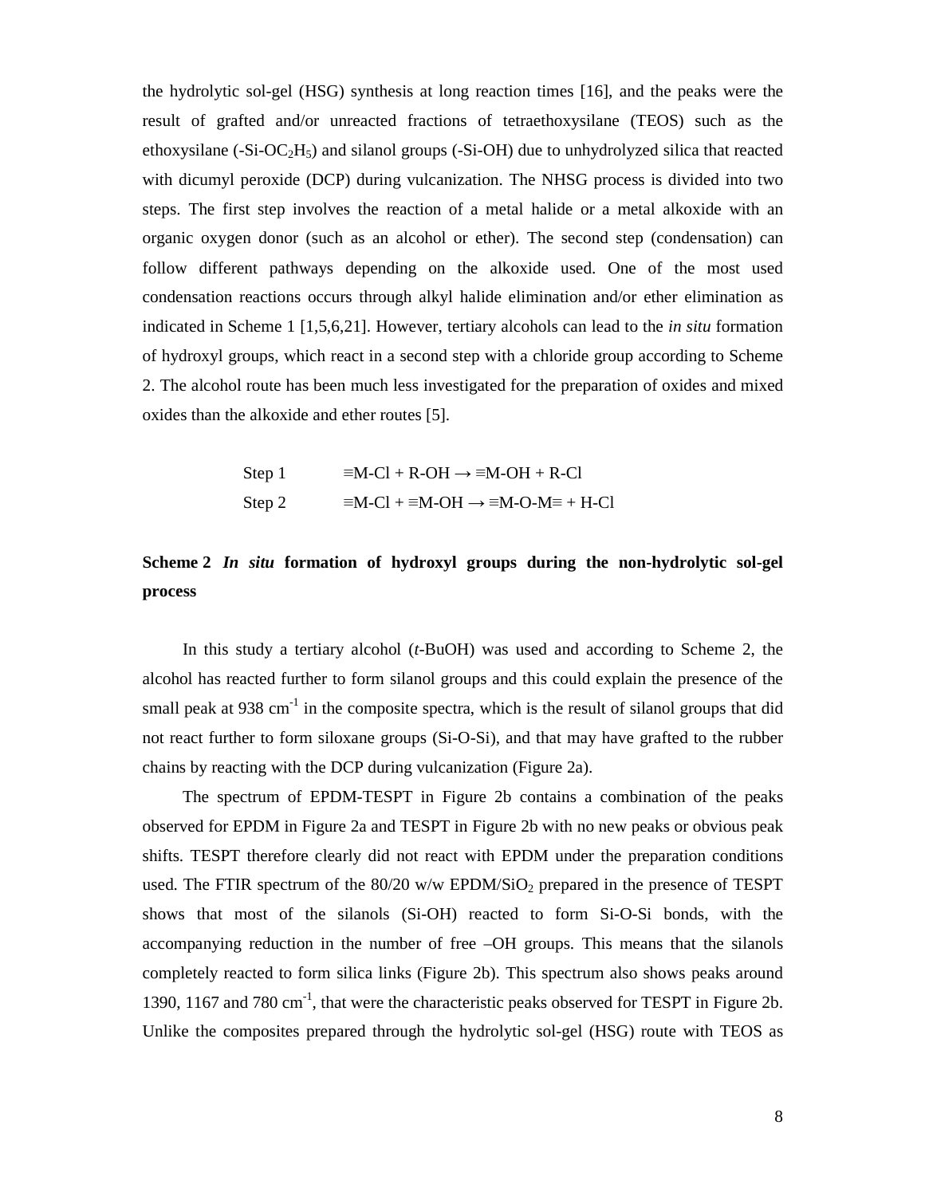the hydrolytic sol-gel (HSG) synthesis at long reaction times [16], and the peaks were the result of grafted and/or unreacted fractions of tetraethoxysilane (TEOS) such as the ethoxysilane (-Si-$OC_2H_5$) and silanol groups (-Si-OH) due to unhydrolyzed silica that reacted with dicumyl peroxide (DCP) during vulcanization. The NHSG process is divided into two steps. The first step involves the reaction of a metal halide or a metal alkoxide with an organic oxygen donor (such as an alcohol or ether). The second step (condensation) can follow different pathways depending on the alkoxide used. One of the most used condensation reactions occurs through alkyl halide elimination and/or ether elimination as indicated in Scheme 1 [1,5,6,21]. However, tertiary alcohols can lead to the *in situ* formation of hydroxyl groups, which react in a second step with a chloride group according to Scheme 2. The alcohol route has been much less investigated for the preparation of oxides and mixed oxides than the alkoxide and ether routes [5].

Step 1 $\equiv$M-Cl + R-OH $\rightarrow$ $\equiv$M-OH + R-Cl

Step 2 $\equiv$M-Cl + $\equiv$M-OH $\rightarrow$ $\equiv$M-O-M$\equiv$ + H-Cl

**Scheme 2** ***In situ*** **formation of hydroxyl groups during the non-hydrolytic sol-gel process**

In this study a tertiary alcohol (*t*-BuOH) was used and according to Scheme 2, the alcohol has reacted further to form silanol groups and this could explain the presence of the small peak at 938 $cm^{-1}$ in the composite spectra, which is the result of silanol groups that did not react further to form siloxane groups (Si-O-Si), and that may have grafted to the rubber chains by reacting with the DCP during vulcanization (Figure 2a).

The spectrum of EPDM-TESPT in Figure 2b contains a combination of the peaks observed for EPDM in Figure 2a and TESPT in Figure 2b with no new peaks or obvious peak shifts. TESPT therefore clearly did not react with EPDM under the preparation conditions used. The FTIR spectrum of the 80/20 w/w EPDM/$SiO_2$ prepared in the presence of TESPT shows that most of the silanols (Si-OH) reacted to form Si-O-Si bonds, with the accompanying reduction in the number of free –OH groups. This means that the silanols completely reacted to form silica links (Figure 2b). This spectrum also shows peaks around 1390, 1167 and 780 $cm^{-1}$, that were the characteristic peaks observed for TESPT in Figure 2b. Unlike the composites prepared through the hydrolytic sol-gel (HSG) route with TEOS as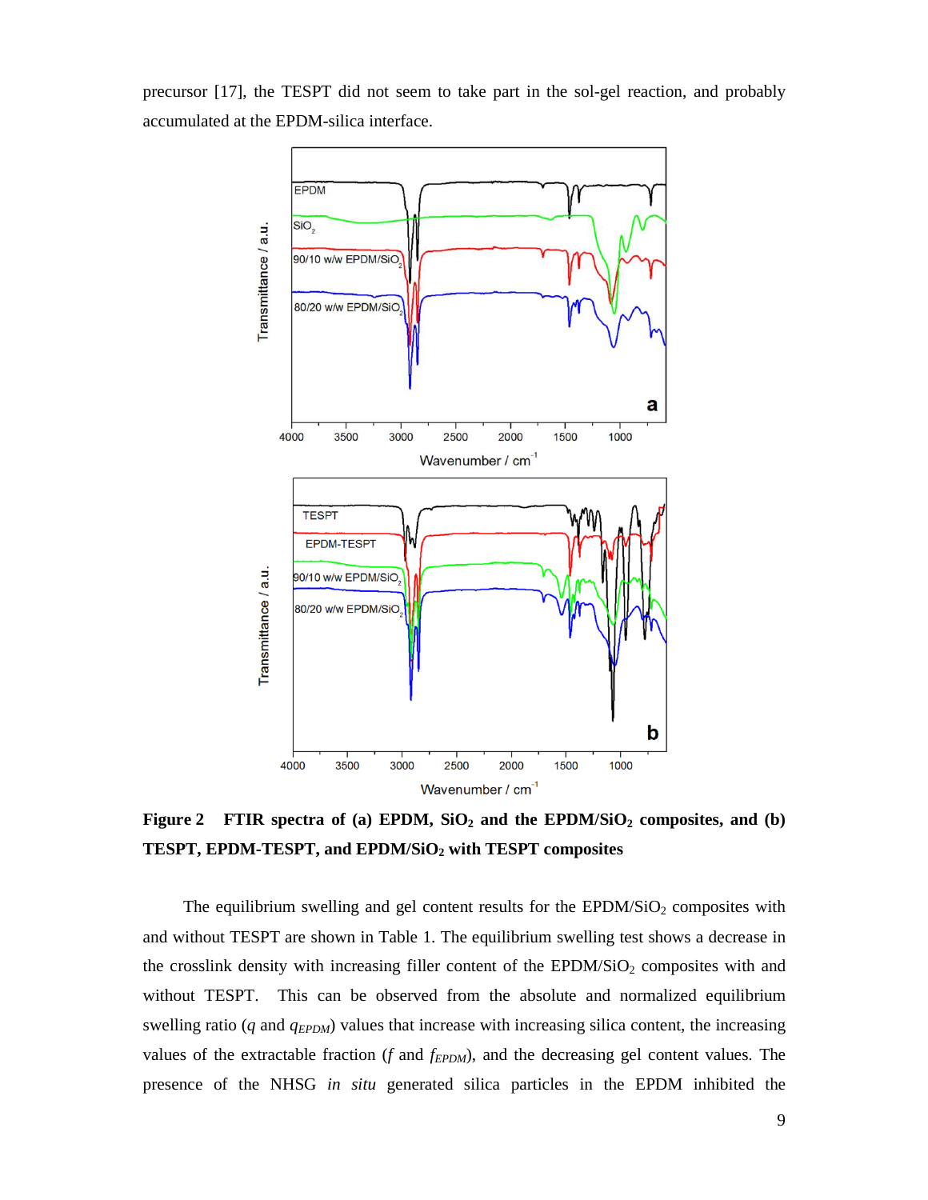precursor [17], the TESPT did not seem to take part in the sol-gel reaction, and probably accumulated at the EPDM-silica interface.

**Figure 2 FTIR spectra of (a) EPDM, $SiO_2$ and the EPDM/$SiO_2$ composites, and (b) TESPT, EPDM-TESPT, and EPDM/$SiO_2$ with TESPT composites**

The equilibrium swelling and gel content results for the EPDM/$SiO_2$ composites with and without TESPT are shown in Table 1. The equilibrium swelling test shows a decrease in the crosslink density with increasing filler content of the EPDM/$SiO_2$ composites with and without TESPT. This can be observed from the absolute and normalized equilibrium swelling ratio ($q$ and $q_{EPDM}$) values that increase with increasing silica content, the increasing values of the extractable fraction ($f$ and $f_{EPDM}$), and the decreasing gel content values. The presence of the NHSG *in situ* generated silica particles in the EPDM inhibited the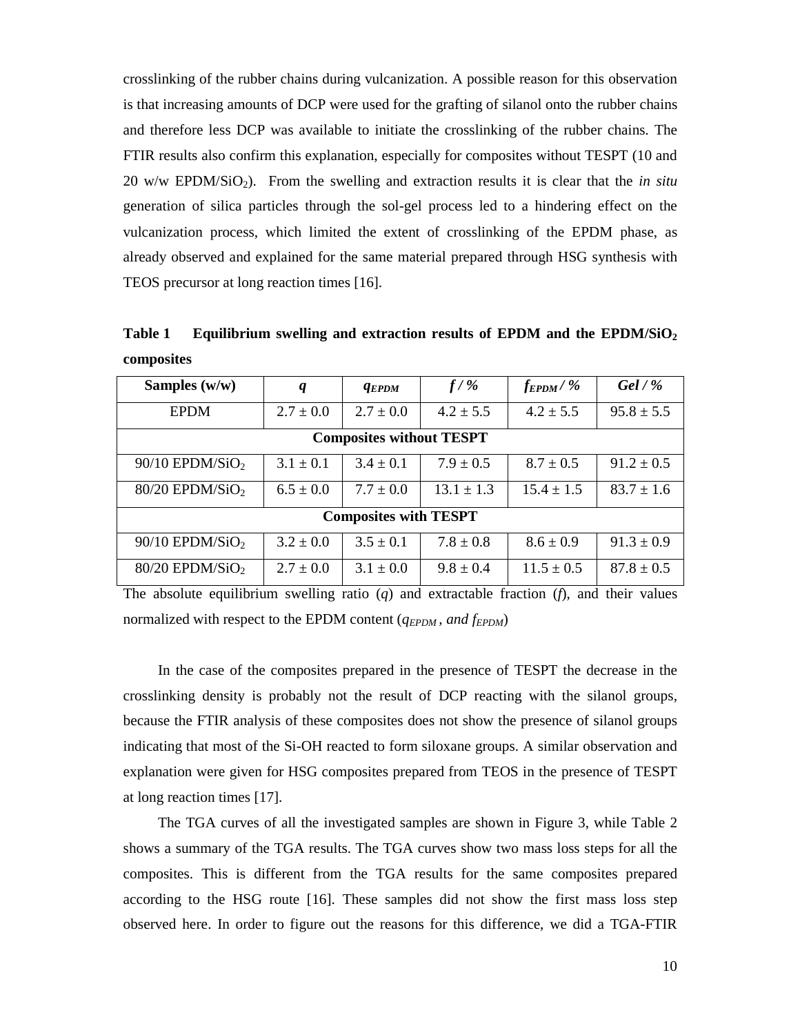crosslinking of the rubber chains during vulcanization. A possible reason for this observation is that increasing amounts of DCP were used for the grafting of silanol onto the rubber chains and therefore less DCP was available to initiate the crosslinking of the rubber chains. The FTIR results also confirm this explanation, especially for composites without TESPT (10 and 20 w/w EPDM/$SiO_2$). From the swelling and extraction results it is clear that the *in situ* generation of silica particles through the sol-gel process led to a hindering effect on the vulcanization process, which limited the extent of crosslinking of the EPDM phase, as already observed and explained for the same material prepared through HSG synthesis with TEOS precursor at long reaction times [16].

**Table 1 Equilibrium swelling and extraction results of EPDM and the EPDM/$SiO_2$ composites**

| Samples (w/w) | $q$ | $q_{EPDM}$ | $f$ / % | $f_{EPDM}$ / % | *Gel* / % |
|---|---|---|---|---|---|
| EPDM | 2.7 ± 0.0 | 2.7 ± 0.0 | 4.2 ± 5.5 | 4.2 ± 5.5 | 95.8 ± 5.5 |
| **Composites without TESPT** | | | | | |
| 90/10 EPDM/$SiO_2$ | 3.1 ± 0.1 | 3.4 ± 0.1 | 7.9 ± 0.5 | 8.7 ± 0.5 | 91.2 ± 0.5 |
| 80/20 EPDM/$SiO_2$ | 6.5 ± 0.0 | 7.7 ± 0.0 | 13.1 ± 1.3 | 15.4 ± 1.5 | 83.7 ± 1.6 |
| **Composites with TESPT** | | | | | |
| 90/10 EPDM/$SiO_2$ | 3.2 ± 0.0 | 3.5 ± 0.1 | 7.8 ± 0.8 | 8.6 ± 0.9 | 91.3 ± 0.9 |
| 80/20 EPDM/$SiO_2$ | 2.7 ± 0.0 | 3.1 ± 0.0 | 9.8 ± 0.4 | 11.5 ± 0.5 | 87.8 ± 0.5 |

The absolute equilibrium swelling ratio ($q$) and extractable fraction ($f$), and their values normalized with respect to the EPDM content ($q_{EPDM}$, and $f_{EPDM}$)

In the case of the composites prepared in the presence of TESPT the decrease in the crosslinking density is probably not the result of DCP reacting with the silanol groups, because the FTIR analysis of these composites does not show the presence of silanol groups indicating that most of the Si-OH reacted to form siloxane groups. A similar observation and explanation were given for HSG composites prepared from TEOS in the presence of TESPT at long reaction times [17].

The TGA curves of all the investigated samples are shown in Figure 3, while Table 2 shows a summary of the TGA results. The TGA curves show two mass loss steps for all the composites. This is different from the TGA results for the same composites prepared according to the HSG route [16]. These samples did not show the first mass loss step observed here. In order to figure out the reasons for this difference, we did a TGA-FTIR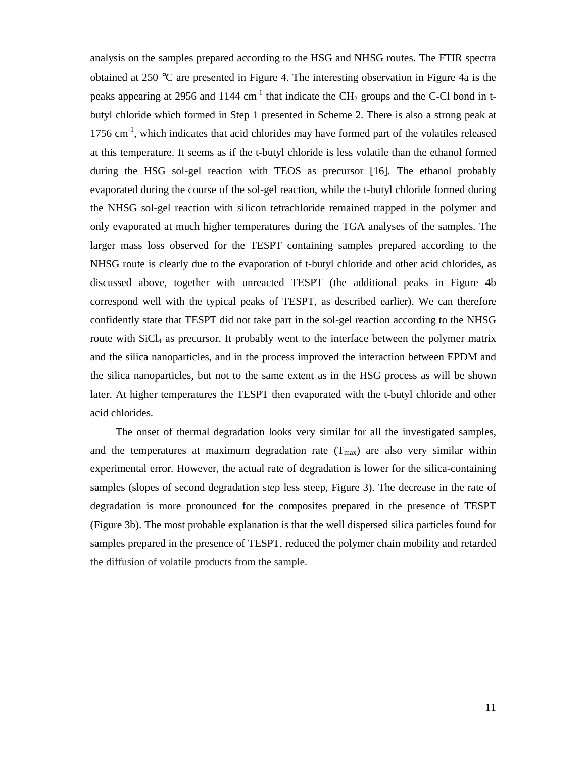analysis on the samples prepared according to the HSG and NHSG routes. The FTIR spectra obtained at 250 °C are presented in Figure 4. The interesting observation in Figure 4a is the peaks appearing at 2956 and 1144 $cm^{-1}$ that indicate the $CH_2$ groups and the C-Cl bond in t-butyl chloride which formed in Step 1 presented in Scheme 2. There is also a strong peak at 1756 $cm^{-1}$, which indicates that acid chlorides may have formed part of the volatiles released at this temperature. It seems as if the t-butyl chloride is less volatile than the ethanol formed during the HSG sol-gel reaction with TEOS as precursor [16]. The ethanol probably evaporated during the course of the sol-gel reaction, while the t-butyl chloride formed during the NHSG sol-gel reaction with silicon tetrachloride remained trapped in the polymer and only evaporated at much higher temperatures during the TGA analyses of the samples. The larger mass loss observed for the TESPT containing samples prepared according to the NHSG route is clearly due to the evaporation of t-butyl chloride and other acid chlorides, as discussed above, together with unreacted TESPT (the additional peaks in Figure 4b correspond well with the typical peaks of TESPT, as described earlier). We can therefore confidently state that TESPT did not take part in the sol-gel reaction according to the NHSG route with $SiCl_4$ as precursor. It probably went to the interface between the polymer matrix and the silica nanoparticles, and in the process improved the interaction between EPDM and the silica nanoparticles, but not to the same extent as in the HSG process as will be shown later. At higher temperatures the TESPT then evaporated with the t-butyl chloride and other acid chlorides.

The onset of thermal degradation looks very similar for all the investigated samples, and the temperatures at maximum degradation rate ($T_{max}$) are also very similar within experimental error. However, the actual rate of degradation is lower for the silica-containing samples (slopes of second degradation step less steep, Figure 3). The decrease in the rate of degradation is more pronounced for the composites prepared in the presence of TESPT (Figure 3b). The most probable explanation is that the well dispersed silica particles found for samples prepared in the presence of TESPT, reduced the polymer chain mobility and retarded the diffusion of volatile products from the sample.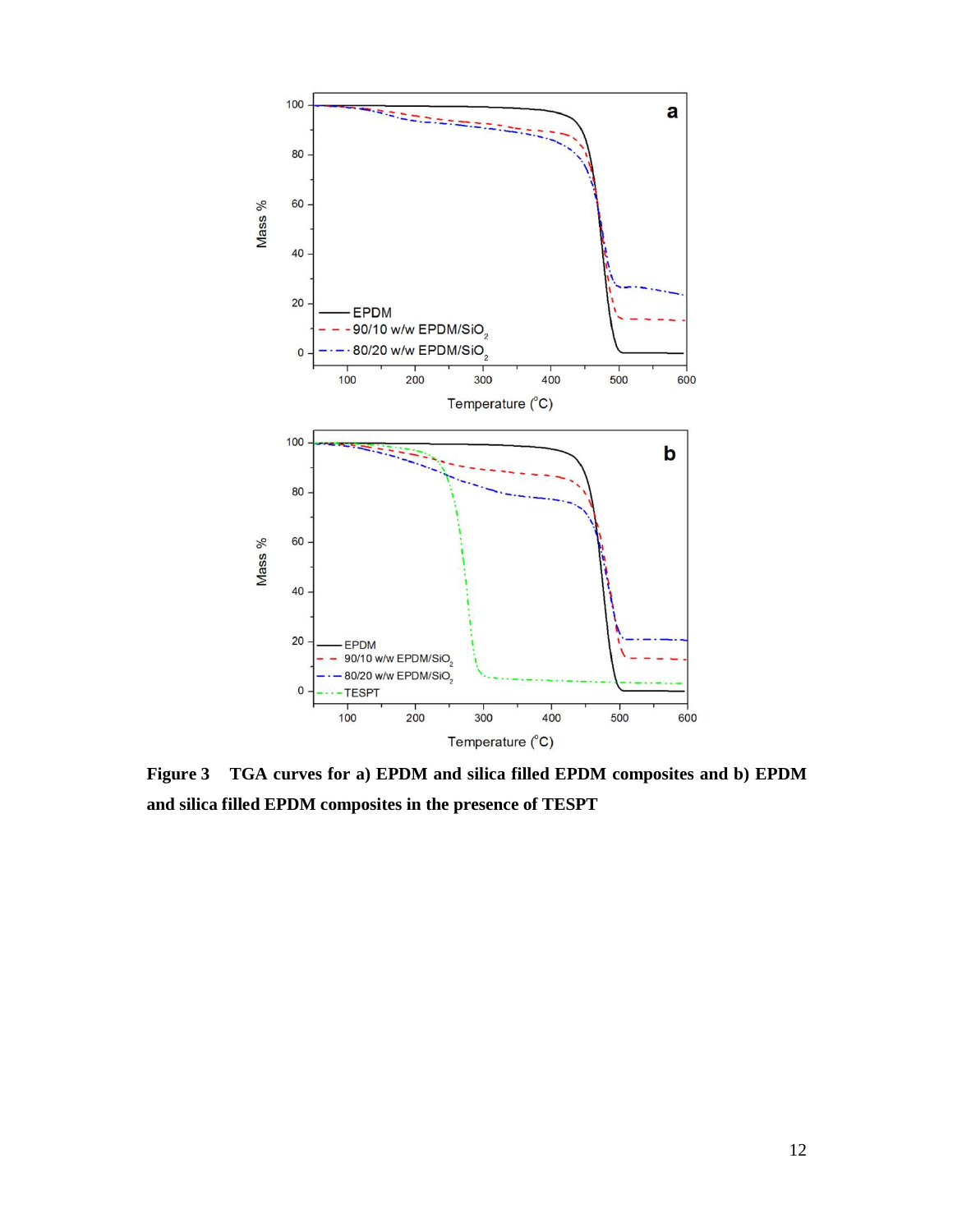**Figure 3 TGA curves for a) EPDM and silica filled EPDM composites and b) EPDM and silica filled EPDM composites in the presence of TESPT**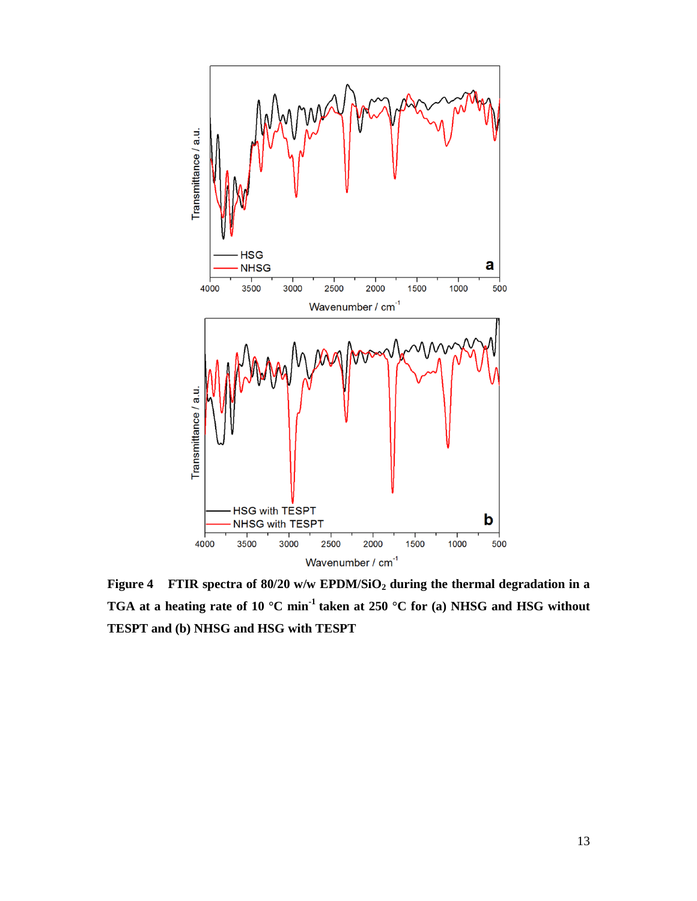**Figure 4 FTIR spectra of 80/20 w/w EPDM/$SiO_2$ during the thermal degradation in a TGA at a heating rate of 10 °C $min^{-1}$ taken at 250 °C for (a) NHSG and HSG without TESPT and (b) NHSG and HSG with TESPT**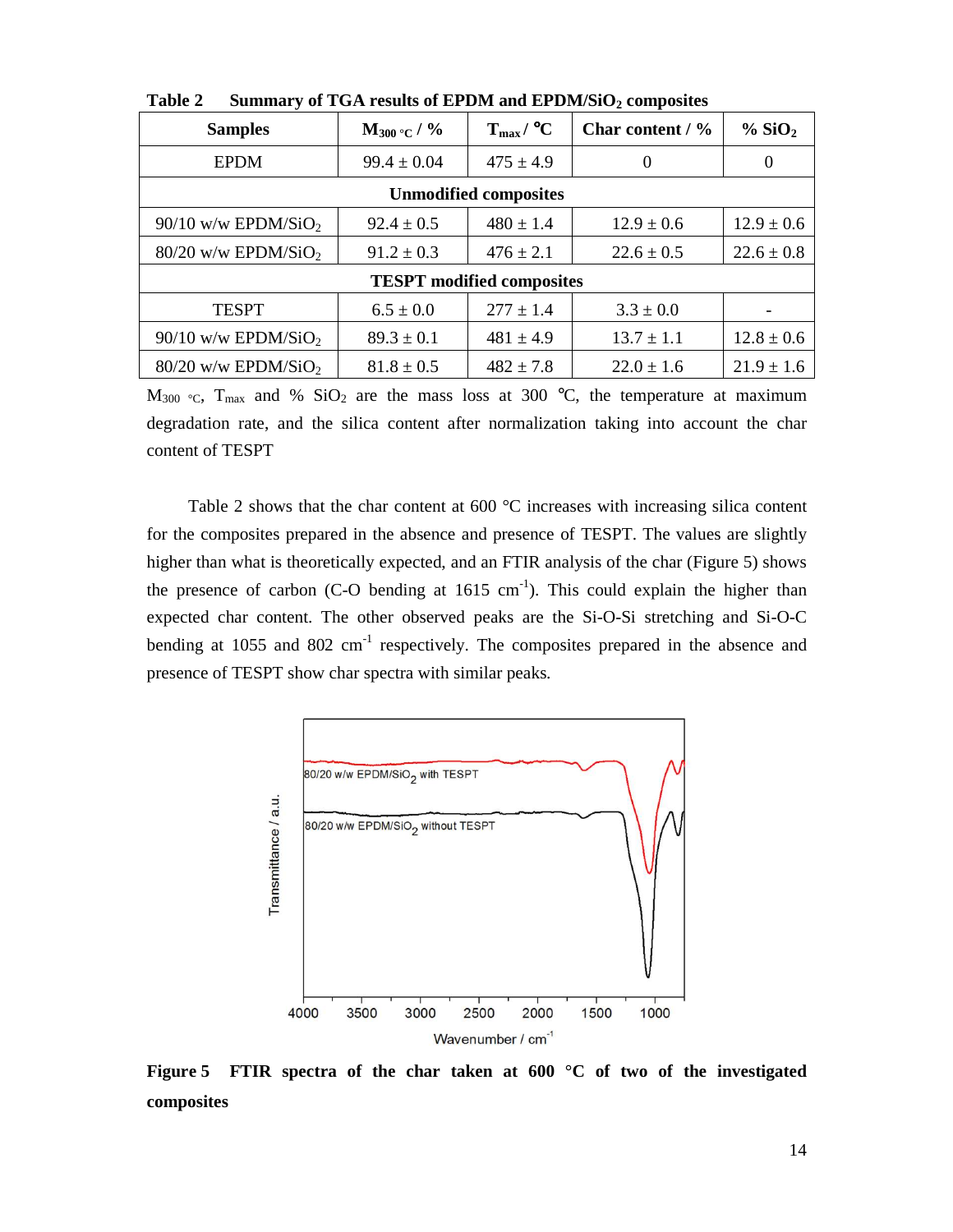**Table 2 Summary of TGA results of EPDM and EPDM/$SiO_2$ composites**

| Samples | $M_{300\ °C}$ / % | $T_{max}$ / °C | Char content / % | % $SiO_2$ |
|---|---|---|---|---|
| EPDM | 99.4 ± 0.04 | 475 ± 4.9 | 0 | 0 |
| **Unmodified composites** | | | | |
| 90/10 w/w EPDM/$SiO_2$ | 92.4 ± 0.5 | 480 ± 1.4 | 12.9 ± 0.6 | 12.9 ± 0.6 |
| 80/20 w/w EPDM/$SiO_2$ | 91.2 ± 0.3 | 476 ± 2.1 | 22.6 ± 0.5 | 22.6 ± 0.8 |
| **TESPT modified composites** | | | | |
| TESPT | 6.5 ± 0.0 | 277 ± 1.4 | 3.3 ± 0.0 | - |
| 90/10 w/w EPDM/$SiO_2$ | 89.3 ± 0.1 | 481 ± 4.9 | 13.7 ± 1.1 | 12.8 ± 0.6 |
| 80/20 w/w EPDM/$SiO_2$ | 81.8 ± 0.5 | 482 ± 7.8 | 22.0 ± 1.6 | 21.9 ± 1.6 |

$M_{300\ °C}$, $T_{max}$ and % $SiO_2$ are the mass loss at 300 °C, the temperature at maximum degradation rate, and the silica content after normalization taking into account the char content of TESPT

Table 2 shows that the char content at 600 °C increases with increasing silica content for the composites prepared in the absence and presence of TESPT. The values are slightly higher than what is theoretically expected, and an FTIR analysis of the char (Figure 5) shows the presence of carbon (C-O bending at 1615 $cm^{-1}$). This could explain the higher than expected char content. The other observed peaks are the Si-O-Si stretching and Si-O-C bending at 1055 and 802 $cm^{-1}$ respectively. The composites prepared in the absence and presence of TESPT show char spectra with similar peaks.

**Figure 5 FTIR spectra of the char taken at 600 °C of two of the investigated composites**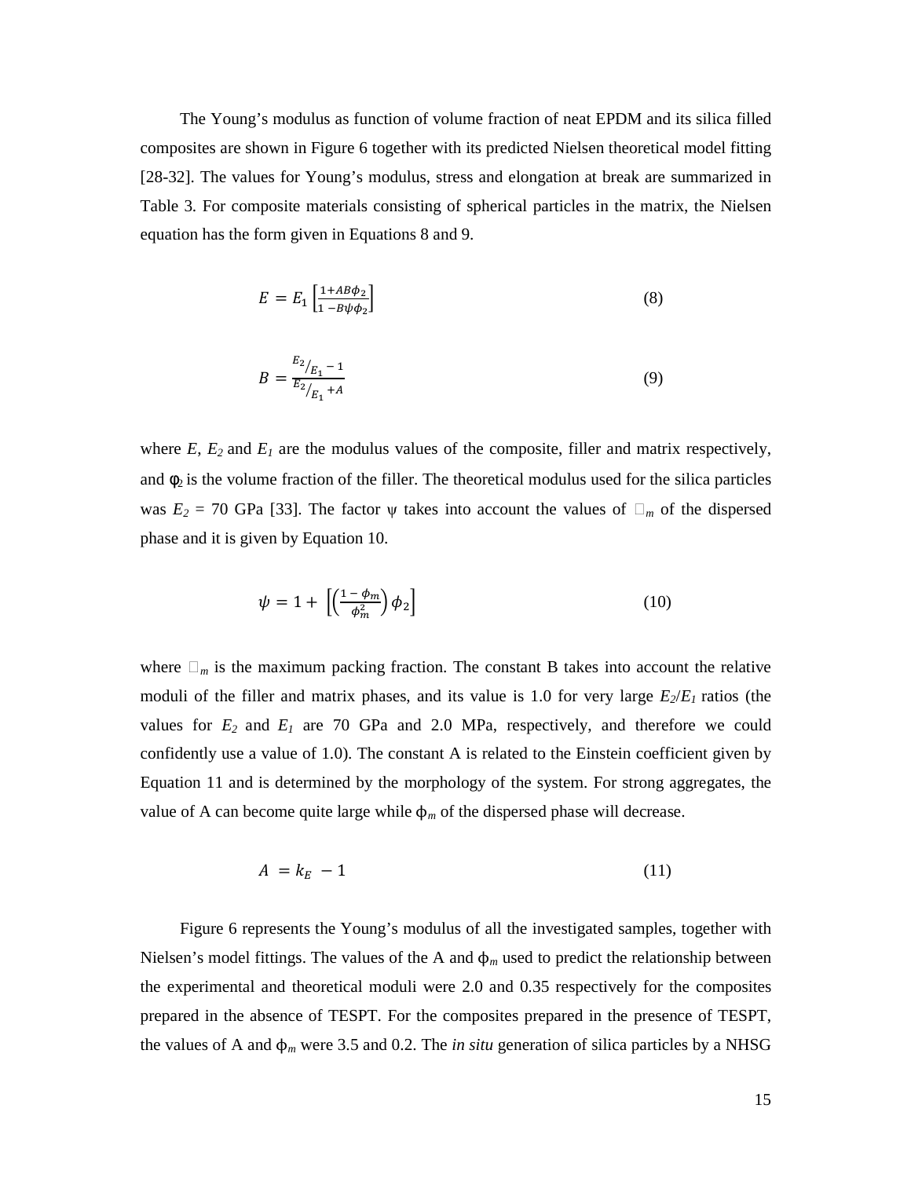The Young's modulus as function of volume fraction of neat EPDM and its silica filled composites are shown in Figure 6 together with its predicted Nielsen theoretical model fitting [28-32]. The values for Young's modulus, stress and elongation at break are summarized in Table 3. For composite materials consisting of spherical particles in the matrix, the Nielsen equation has the form given in Equations 8 and 9.

$$E = E_1 \left[\frac{1+AB\phi_2}{1 - B\psi\phi_2}\right] \tag{8}$$

$$B = \frac{E_2/E_1 - 1}{E_2/E_1 + A} \tag{9}$$

where $E$, $E_2$ and $E_1$ are the modulus values of the composite, filler and matrix respectively, and $\phi_2$ is the volume fraction of the filler. The theoretical modulus used for the silica particles was $E_2$ = 70 GPa [33]. The factor $\psi$ takes into account the values of $\phi_m$ of the dispersed phase and it is given by Equation 10.

$$\psi = 1 + \left[\left(\frac{1 - \phi_m}{\phi_m^2}\right)\phi_2\right] \tag{10}$$

where $\phi_m$ is the maximum packing fraction. The constant B takes into account the relative moduli of the filler and matrix phases, and its value is 1.0 for very large $E_2/E_1$ ratios (the values for $E_2$ and $E_1$ are 70 GPa and 2.0 MPa, respectively, and therefore we could confidently use a value of 1.0). The constant A is related to the Einstein coefficient given by Equation 11 and is determined by the morphology of the system. For strong aggregates, the value of A can become quite large while $\phi_m$ of the dispersed phase will decrease.

$$A = k_E - 1 \tag{11}$$

Figure 6 represents the Young's modulus of all the investigated samples, together with Nielsen's model fittings. The values of the A and $\phi_m$ used to predict the relationship between the experimental and theoretical moduli were 2.0 and 0.35 respectively for the composites prepared in the absence of TESPT. For the composites prepared in the presence of TESPT, the values of A and $\phi_m$ were 3.5 and 0.2. The *in situ* generation of silica particles by a NHSG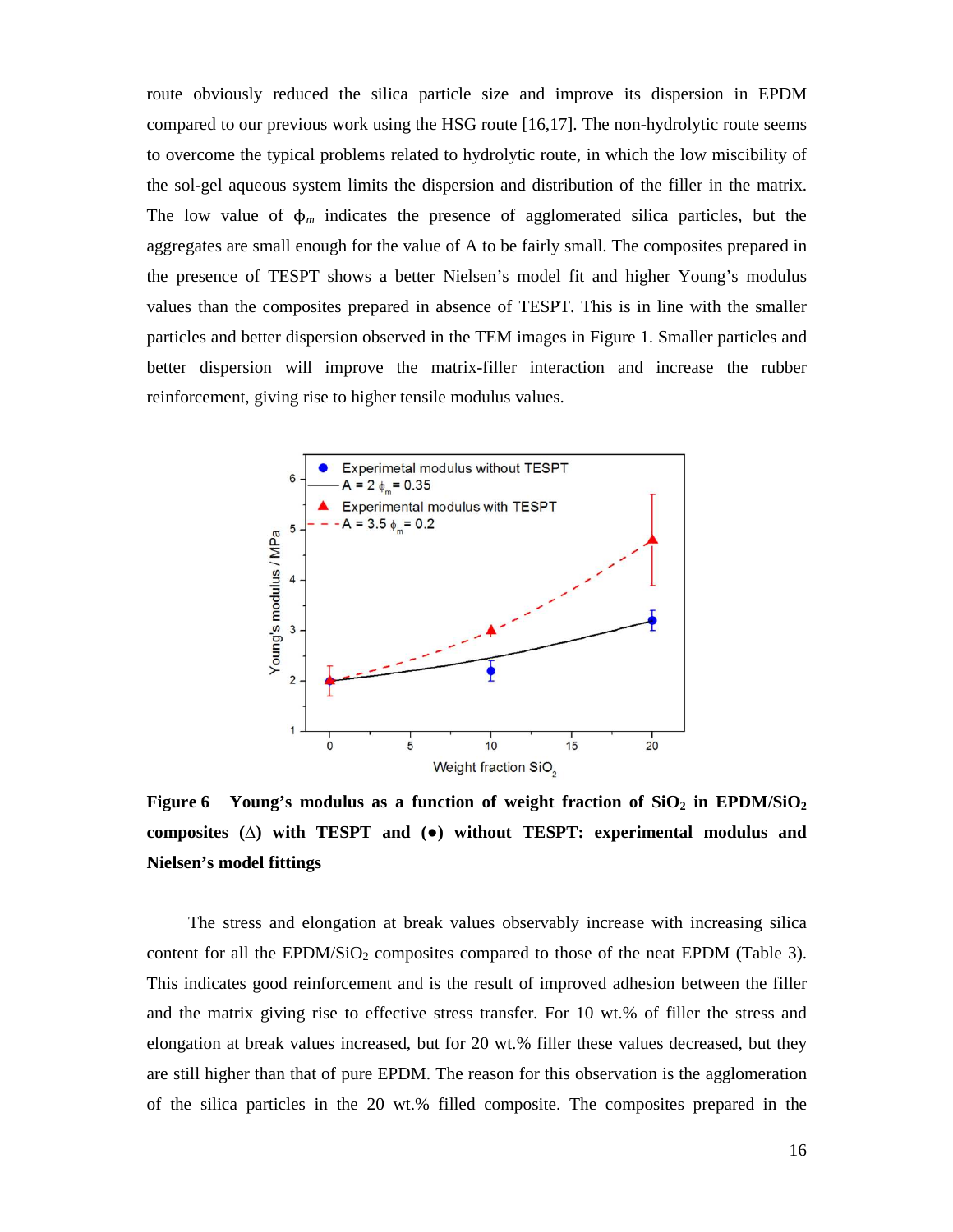route obviously reduced the silica particle size and improve its dispersion in EPDM compared to our previous work using the HSG route [16,17]. The non-hydrolytic route seems to overcome the typical problems related to hydrolytic route, in which the low miscibility of the sol-gel aqueous system limits the dispersion and distribution of the filler in the matrix. The low value of $\phi_m$ indicates the presence of agglomerated silica particles, but the aggregates are small enough for the value of A to be fairly small. The composites prepared in the presence of TESPT shows a better Nielsen's model fit and higher Young's modulus values than the composites prepared in absence of TESPT. This is in line with the smaller particles and better dispersion observed in the TEM images in Figure 1. Smaller particles and better dispersion will improve the matrix-filler interaction and increase the rubber reinforcement, giving rise to higher tensile modulus values.

**Figure 6 Young's modulus as a function of weight fraction of $SiO_2$ in EPDM/$SiO_2$ composites (∆) with TESPT and (●) without TESPT: experimental modulus and Nielsen's model fittings**

The stress and elongation at break values observably increase with increasing silica content for all the EPDM/$SiO_2$ composites compared to those of the neat EPDM (Table 3). This indicates good reinforcement and is the result of improved adhesion between the filler and the matrix giving rise to effective stress transfer. For 10 wt.% of filler the stress and elongation at break values increased, but for 20 wt.% filler these values decreased, but they are still higher than that of pure EPDM. The reason for this observation is the agglomeration of the silica particles in the 20 wt.% filled composite. The composites prepared in the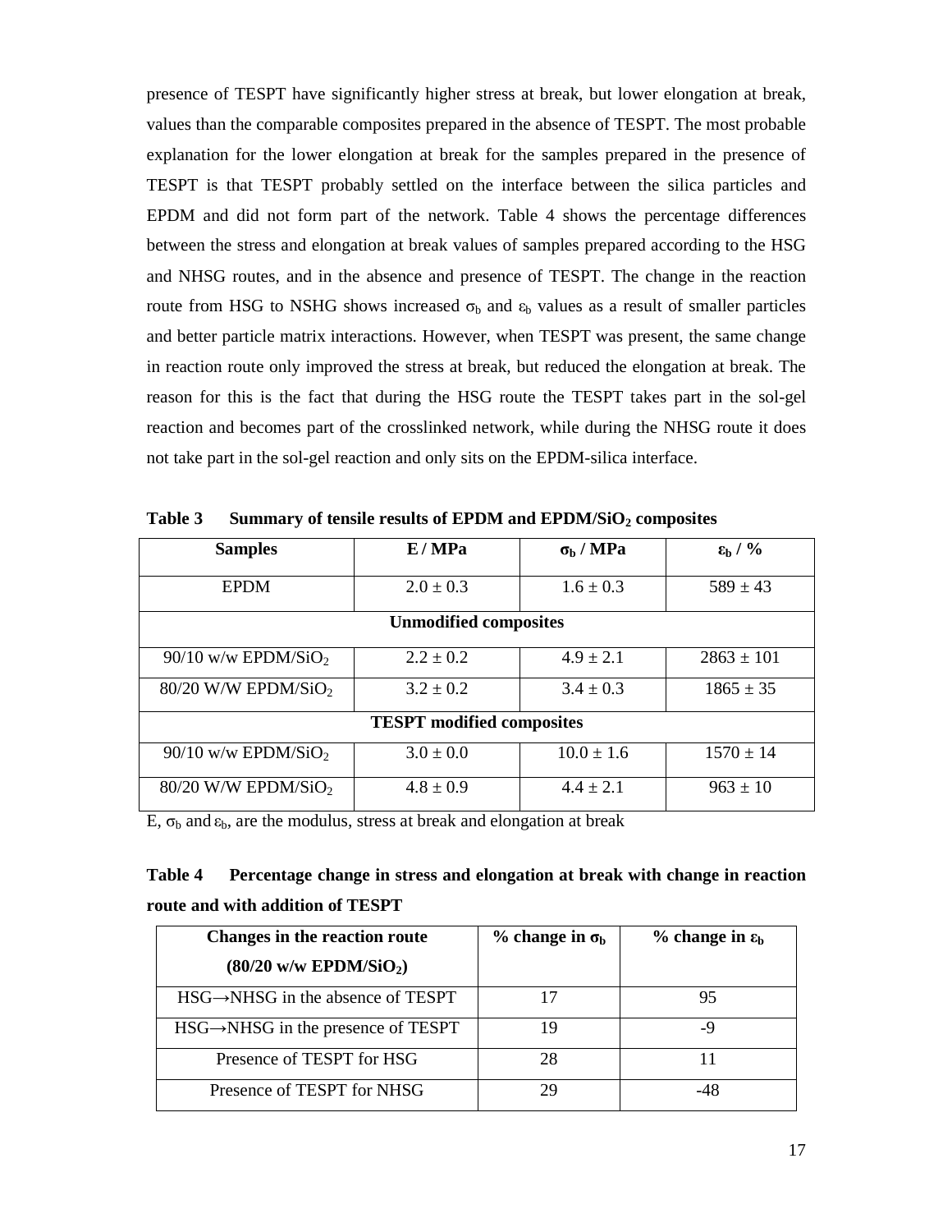presence of TESPT have significantly higher stress at break, but lower elongation at break, values than the comparable composites prepared in the absence of TESPT. The most probable explanation for the lower elongation at break for the samples prepared in the presence of TESPT is that TESPT probably settled on the interface between the silica particles and EPDM and did not form part of the network. Table 4 shows the percentage differences between the stress and elongation at break values of samples prepared according to the HSG and NHSG routes, and in the absence and presence of TESPT. The change in the reaction route from HSG to NSHG shows increased $\sigma_b$ and $\varepsilon_b$ values as a result of smaller particles and better particle matrix interactions. However, when TESPT was present, the same change in reaction route only improved the stress at break, but reduced the elongation at break. The reason for this is the fact that during the HSG route the TESPT takes part in the sol-gel reaction and becomes part of the crosslinked network, while during the NHSG route it does not take part in the sol-gel reaction and only sits on the EPDM-silica interface.

**Table 3 Summary of tensile results of EPDM and EPDM/$SiO_2$ composites**

| Samples | E / MPa | $\sigma_b$ / MPa | $\varepsilon_b$ / % |
|---|---|---|---|
| EPDM | 2.0 ± 0.3 | 1.6 ± 0.3 | 589 ± 43 |
| **Unmodified composites** | | | |
| 90/10 w/w EPDM/$SiO_2$ | 2.2 ± 0.2 | 4.9 ± 2.1 | 2863 ± 101 |
| 80/20 W/W EPDM/$SiO_2$ | 3.2 ± 0.2 | 3.4 ± 0.3 | 1865 ± 35 |
| **TESPT modified composites** | | | |
| 90/10 w/w EPDM/$SiO_2$ | 3.0 ± 0.0 | 10.0 ± 1.6 | 1570 ± 14 |
| 80/20 W/W EPDM/$SiO_2$ | 4.8 ± 0.9 | 4.4 ± 2.1 | 963 ± 10 |

E, $\sigma_b$ and $\varepsilon_b$, are the modulus, stress at break and elongation at break

**Table 4 Percentage change in stress and elongation at break with change in reaction route and with addition of TESPT**

| Changes in the reaction route (80/20 w/w EPDM/$SiO_2$) | % change in $\sigma_b$ | % change in $\varepsilon_b$ |
|---|---|---|
| HSG→NHSG in the absence of TESPT | 17 | 95 |
| HSG→NHSG in the presence of TESPT | 19 | -9 |
| Presence of TESPT for HSG | 28 | 11 |
| Presence of TESPT for NHSG | 29 | -48 |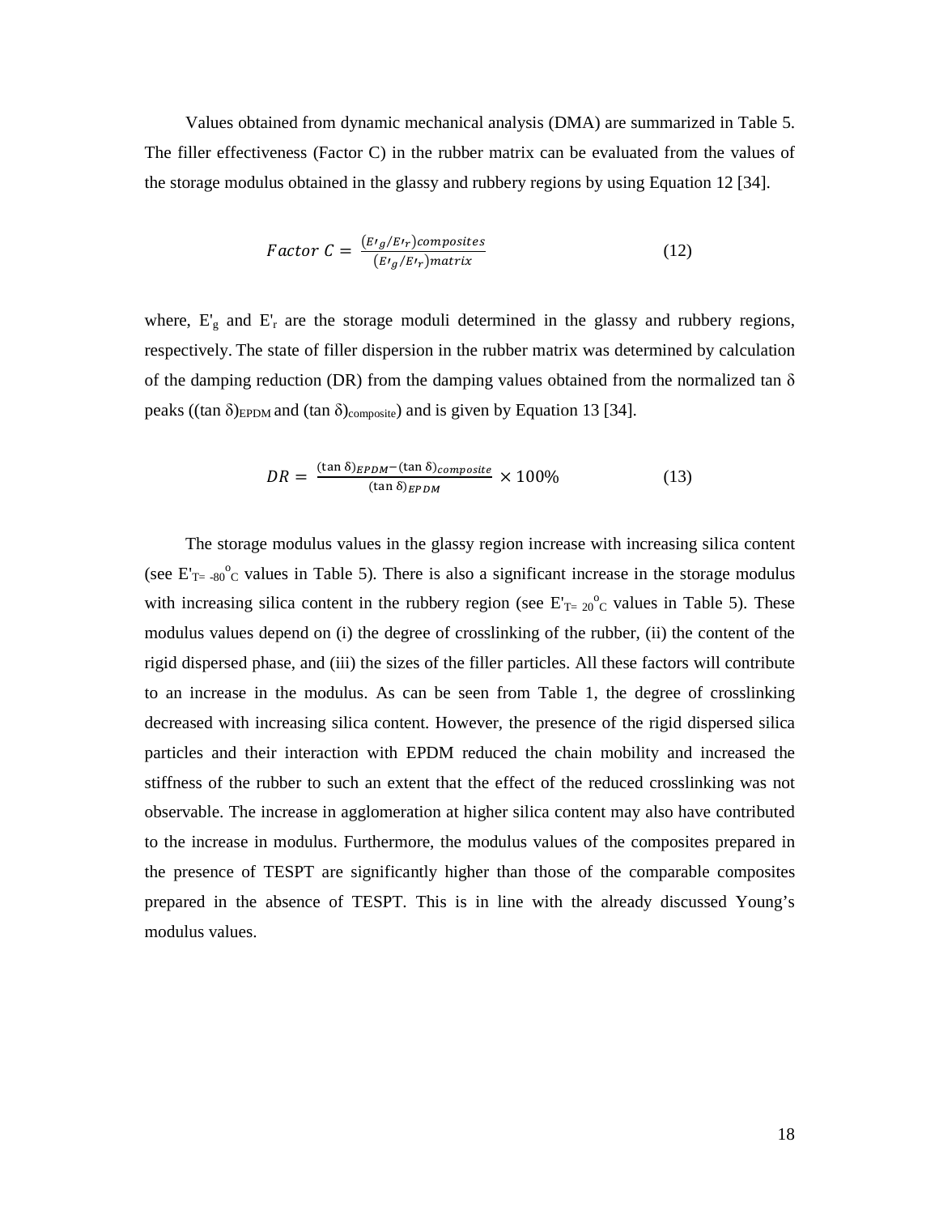Values obtained from dynamic mechanical analysis (DMA) are summarized in Table 5. The filler effectiveness (Factor C) in the rubber matrix can be evaluated from the values of the storage modulus obtained in the glassy and rubbery regions by using Equation 12 [34].

$$Factor\ C = \frac{(E'_g/E'_r)composites}{(E'_g/E'_r)matrix} \tag{12}$$

where, $E'_g$ and $E'_r$ are the storage moduli determined in the glassy and rubbery regions, respectively. The state of filler dispersion in the rubber matrix was determined by calculation of the damping reduction (DR) from the damping values obtained from the normalized tan δ peaks ($(\tan\delta)_{EPDM}$ and $(\tan\delta)_{composite}$) and is given by Equation 13 [34].

$$DR = \frac{(\tan\delta)_{EPDM} - (\tan\delta)_{composite}}{(\tan\delta)_{EPDM}} \times 100\% \tag{13}$$

The storage modulus values in the glassy region increase with increasing silica content (see $E'_{T=-80^{o}C}$ values in Table 5). There is also a significant increase in the storage modulus with increasing silica content in the rubbery region (see $E'_{T=20^{o}C}$ values in Table 5). These modulus values depend on (i) the degree of crosslinking of the rubber, (ii) the content of the rigid dispersed phase, and (iii) the sizes of the filler particles. All these factors will contribute to an increase in the modulus. As can be seen from Table 1, the degree of crosslinking decreased with increasing silica content. However, the presence of the rigid dispersed silica particles and their interaction with EPDM reduced the chain mobility and increased the stiffness of the rubber to such an extent that the effect of the reduced crosslinking was not observable. The increase in agglomeration at higher silica content may also have contributed to the increase in modulus. Furthermore, the modulus values of the composites prepared in the presence of TESPT are significantly higher than those of the comparable composites prepared in the absence of TESPT. This is in line with the already discussed Young's modulus values.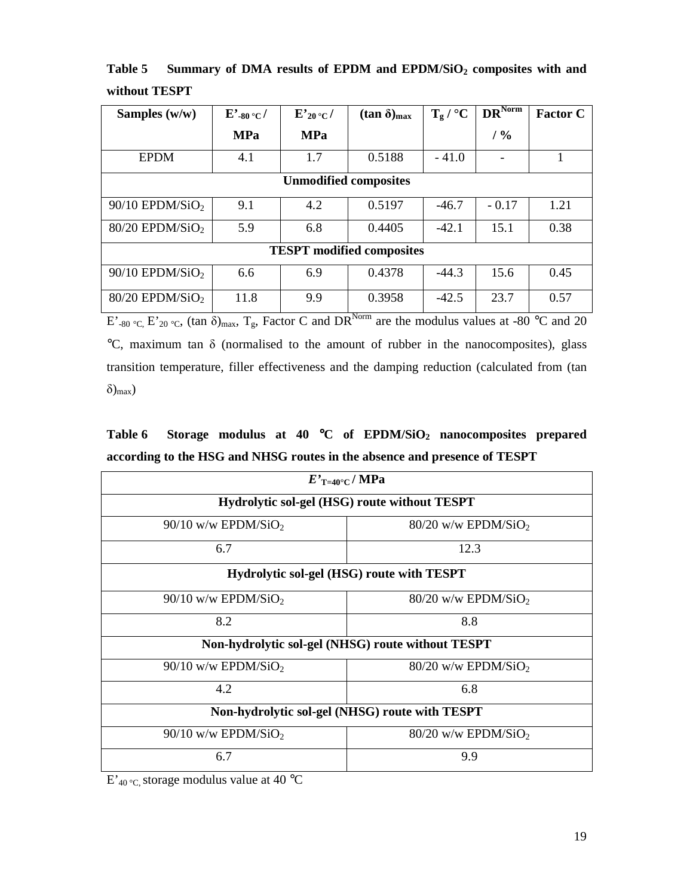**Table 5 Summary of DMA results of EPDM and EPDM/$SiO_2$ composites with and without TESPT**

| Samples (w/w) | $E'_{-80\,°C}$ / MPa | $E'_{20\,°C}$ / MPa | $(\tan\delta)_{max}$ | $T_g$ / °C | $DR^{Norm}$ / % | Factor C |
|---|---|---|---|---|---|---|
| EPDM | 4.1 | 1.7 | 0.5188 | - 41.0 | - | 1 |
| **Unmodified composites** | | | | | | |
| 90/10 EPDM/$SiO_2$ | 9.1 | 4.2 | 0.5197 | -46.7 | - 0.17 | 1.21 |
| 80/20 EPDM/$SiO_2$ | 5.9 | 6.8 | 0.4405 | -42.1 | 15.1 | 0.38 |
| **TESPT modified composites** | | | | | | |
| 90/10 EPDM/$SiO_2$ | 6.6 | 6.9 | 0.4378 | -44.3 | 15.6 | 0.45 |
| 80/20 EPDM/$SiO_2$ | 11.8 | 9.9 | 0.3958 | -42.5 | 23.7 | 0.57 |

$E'_{-80\,°C}$, $E'_{20\,°C}$, $(\tan\delta)_{max}$, $T_g$, Factor C and $DR^{Norm}$ are the modulus values at -80 °C and 20 °C, maximum tan δ (normalised to the amount of rubber in the nanocomposites), glass transition temperature, filler effectiveness and the damping reduction (calculated from $(\tan\delta)_{max}$)

**Table 6 Storage modulus at 40 °C of EPDM/$SiO_2$ nanocomposites prepared according to the HSG and NHSG routes in the absence and presence of TESPT**

| $E'_{T=40°C}$ / MPa | |
|---|---|
| **Hydrolytic sol-gel (HSG) route without TESPT** | |
| 90/10 w/w EPDM/$SiO_2$ | 80/20 w/w EPDM/$SiO_2$ |
| 6.7 | 12.3 |
| **Hydrolytic sol-gel (HSG) route with TESPT** | |
| 90/10 w/w EPDM/$SiO_2$ | 80/20 w/w EPDM/$SiO_2$ |
| 8.2 | 8.8 |
| **Non-hydrolytic sol-gel (NHSG) route without TESPT** | |
| 90/10 w/w EPDM/$SiO_2$ | 80/20 w/w EPDM/$SiO_2$ |
| 4.2 | 6.8 |
| **Non-hydrolytic sol-gel (NHSG) route with TESPT** | |
| 90/10 w/w EPDM/$SiO_2$ | 80/20 w/w EPDM/$SiO_2$ |
| 6.7 | 9.9 |

$E'_{40\,°C}$, storage modulus value at 40 °C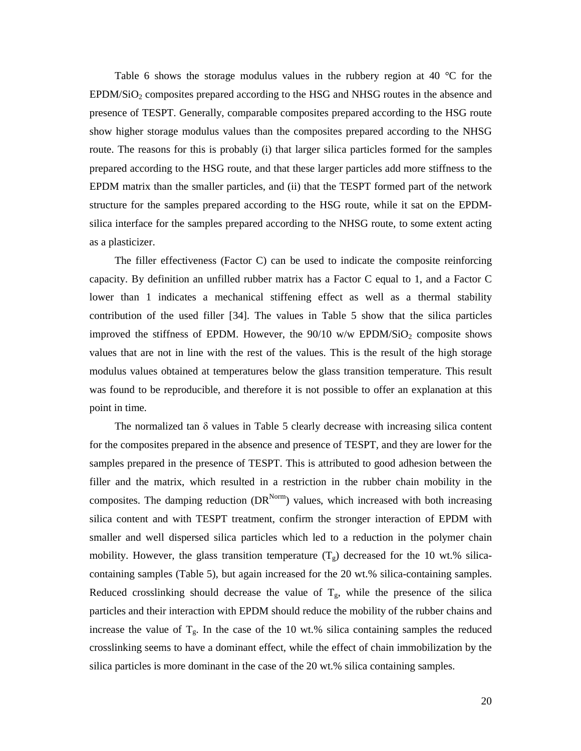Table 6 shows the storage modulus values in the rubbery region at 40 °C for the EPDM/$SiO_2$ composites prepared according to the HSG and NHSG routes in the absence and presence of TESPT. Generally, comparable composites prepared according to the HSG route show higher storage modulus values than the composites prepared according to the NHSG route. The reasons for this is probably (i) that larger silica particles formed for the samples prepared according to the HSG route, and that these larger particles add more stiffness to the EPDM matrix than the smaller particles, and (ii) that the TESPT formed part of the network structure for the samples prepared according to the HSG route, while it sat on the EPDM-silica interface for the samples prepared according to the NHSG route, to some extent acting as a plasticizer.

The filler effectiveness (Factor C) can be used to indicate the composite reinforcing capacity. By definition an unfilled rubber matrix has a Factor C equal to 1, and a Factor C lower than 1 indicates a mechanical stiffening effect as well as a thermal stability contribution of the used filler [34]. The values in Table 5 show that the silica particles improved the stiffness of EPDM. However, the 90/10 w/w EPDM/$SiO_2$ composite shows values that are not in line with the rest of the values. This is the result of the high storage modulus values obtained at temperatures below the glass transition temperature. This result was found to be reproducible, and therefore it is not possible to offer an explanation at this point in time.

The normalized tan $\delta$ values in Table 5 clearly decrease with increasing silica content for the composites prepared in the absence and presence of TESPT, and they are lower for the samples prepared in the presence of TESPT. This is attributed to good adhesion between the filler and the matrix, which resulted in a restriction in the rubber chain mobility in the composites. The damping reduction ($DR^{Norm}$) values, which increased with both increasing silica content and with TESPT treatment, confirm the stronger interaction of EPDM with smaller and well dispersed silica particles which led to a reduction in the polymer chain mobility. However, the glass transition temperature ($T_g$) decreased for the 10 wt.% silica-containing samples (Table 5), but again increased for the 20 wt.% silica-containing samples. Reduced crosslinking should decrease the value of $T_g$, while the presence of the silica particles and their interaction with EPDM should reduce the mobility of the rubber chains and increase the value of $T_g$. In the case of the 10 wt.% silica containing samples the reduced crosslinking seems to have a dominant effect, while the effect of chain immobilization by the silica particles is more dominant in the case of the 20 wt.% silica containing samples.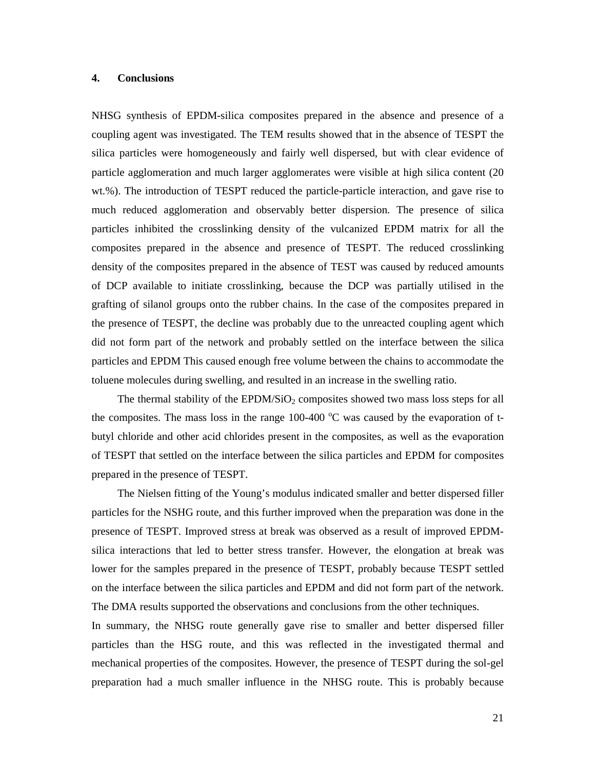## 4. Conclusions

NHSG synthesis of EPDM-silica composites prepared in the absence and presence of a coupling agent was investigated. The TEM results showed that in the absence of TESPT the silica particles were homogeneously and fairly well dispersed, but with clear evidence of particle agglomeration and much larger agglomerates were visible at high silica content (20 wt.%). The introduction of TESPT reduced the particle-particle interaction, and gave rise to much reduced agglomeration and observably better dispersion. The presence of silica particles inhibited the crosslinking density of the vulcanized EPDM matrix for all the composites prepared in the absence and presence of TESPT. The reduced crosslinking density of the composites prepared in the absence of TEST was caused by reduced amounts of DCP available to initiate crosslinking, because the DCP was partially utilised in the grafting of silanol groups onto the rubber chains. In the case of the composites prepared in the presence of TESPT, the decline was probably due to the unreacted coupling agent which did not form part of the network and probably settled on the interface between the silica particles and EPDM This caused enough free volume between the chains to accommodate the toluene molecules during swelling, and resulted in an increase in the swelling ratio.

The thermal stability of the EPDM/$SiO_2$ composites showed two mass loss steps for all the composites. The mass loss in the range 100-400 $^{o}C$ was caused by the evaporation of t-butyl chloride and other acid chlorides present in the composites, as well as the evaporation of TESPT that settled on the interface between the silica particles and EPDM for composites prepared in the presence of TESPT.

The Nielsen fitting of the Young's modulus indicated smaller and better dispersed filler particles for the NSHG route, and this further improved when the preparation was done in the presence of TESPT. Improved stress at break was observed as a result of improved EPDM-silica interactions that led to better stress transfer. However, the elongation at break was lower for the samples prepared in the presence of TESPT, probably because TESPT settled on the interface between the silica particles and EPDM and did not form part of the network. The DMA results supported the observations and conclusions from the other techniques.

In summary, the NHSG route generally gave rise to smaller and better dispersed filler particles than the HSG route, and this was reflected in the investigated thermal and mechanical properties of the composites. However, the presence of TESPT during the sol-gel preparation had a much smaller influence in the NHSG route. This is probably because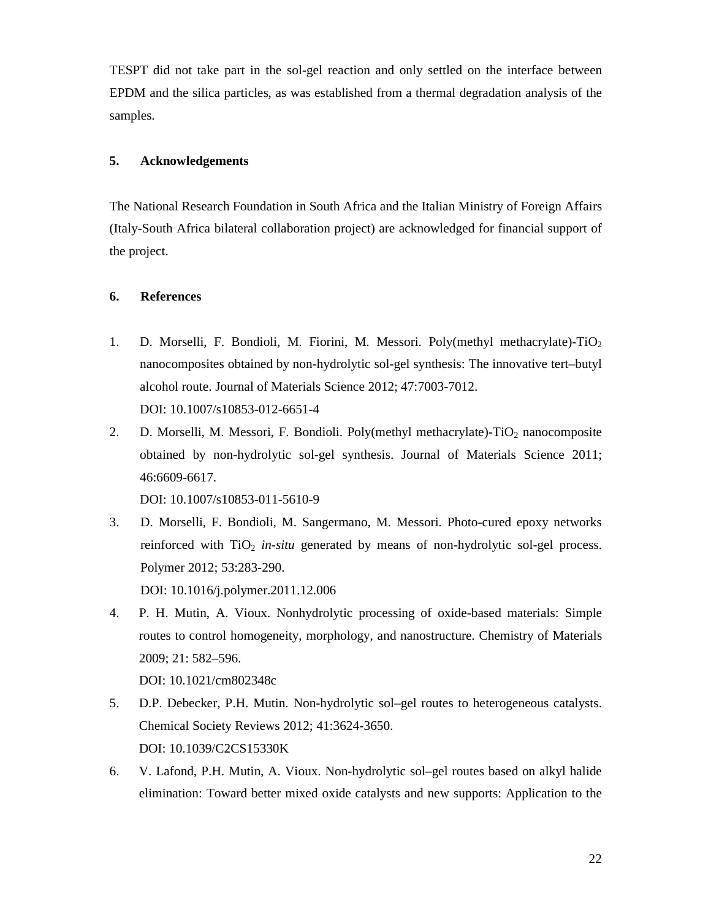TESPT did not take part in the sol-gel reaction and only settled on the interface between EPDM and the silica particles, as was established from a thermal degradation analysis of the samples.

## 5. Acknowledgements

The National Research Foundation in South Africa and the Italian Ministry of Foreign Affairs (Italy-South Africa bilateral collaboration project) are acknowledged for financial support of the project.

## 6. References

1. D. Morselli, F. Bondioli, M. Fiorini, M. Messori. Poly(methyl methacrylate)-$TiO_2$ nanocomposites obtained by non-hydrolytic sol-gel synthesis: The innovative tert–butyl alcohol route. Journal of Materials Science 2012; 47:7003-7012.
   DOI: 10.1007/s10853-012-6651-4
2. D. Morselli, M. Messori, F. Bondioli. Poly(methyl methacrylate)-$TiO_2$ nanocomposite obtained by non-hydrolytic sol-gel synthesis. Journal of Materials Science 2011; 46:6609-6617.
   DOI: 10.1007/s10853-011-5610-9
3. D. Morselli, F. Bondioli, M. Sangermano, M. Messori. Photo-cured epoxy networks reinforced with $TiO_2$ *in-situ* generated by means of non-hydrolytic sol-gel process. Polymer 2012; 53:283-290.
   DOI: 10.1016/j.polymer.2011.12.006
4. P. H. Mutin, A. Vioux. Nonhydrolytic processing of oxide-based materials: Simple routes to control homogeneity, morphology, and nanostructure. Chemistry of Materials 2009; 21: 582–596.
   DOI: 10.1021/cm802348c
5. D.P. Debecker, P.H. Mutin. Non-hydrolytic sol–gel routes to heterogeneous catalysts. Chemical Society Reviews 2012; 41:3624-3650.
   DOI: 10.1039/C2CS15330K
6. V. Lafond, P.H. Mutin, A. Vioux. Non-hydrolytic sol–gel routes based on alkyl halide elimination: Toward better mixed oxide catalysts and new supports: Application to the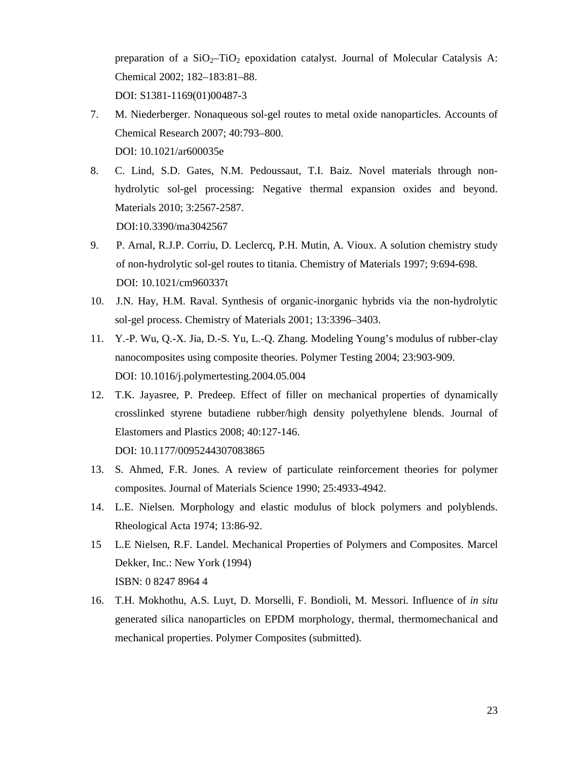preparation of a $SiO_2$–$TiO_2$ epoxidation catalyst. Journal of Molecular Catalysis A: Chemical 2002; 182–183:81–88.
DOI: S1381-1169(01)00487-3

7. M. Niederberger. Nonaqueous sol-gel routes to metal oxide nanoparticles. Accounts of Chemical Research 2007; 40:793–800.
DOI: 10.1021/ar600035e

8. C. Lind, S.D. Gates, N.M. Pedoussaut, T.I. Baiz. Novel materials through non-hydrolytic sol-gel processing: Negative thermal expansion oxides and beyond. Materials 2010; 3:2567-2587.
DOI:10.3390/ma3042567

9. P. Arnal, R.J.P. Corriu, D. Leclercq, P.H. Mutin, A. Vioux. A solution chemistry study of non-hydrolytic sol-gel routes to titania. Chemistry of Materials 1997; 9:694-698.
DOI: 10.1021/cm960337t

10. J.N. Hay, H.M. Raval. Synthesis of organic-inorganic hybrids via the non-hydrolytic sol-gel process. Chemistry of Materials 2001; 13:3396–3403.

11. Y.-P. Wu, Q.-X. Jia, D.-S. Yu, L.-Q. Zhang. Modeling Young's modulus of rubber-clay nanocomposites using composite theories. Polymer Testing 2004; 23:903-909.
DOI: 10.1016/j.polymertesting.2004.05.004

12. T.K. Jayasree, P. Predeep. Effect of filler on mechanical properties of dynamically crosslinked styrene butadiene rubber/high density polyethylene blends. Journal of Elastomers and Plastics 2008; 40:127-146.
DOI: 10.1177/0095244307083865

13. S. Ahmed, F.R. Jones. A review of particulate reinforcement theories for polymer composites. Journal of Materials Science 1990; 25:4933-4942.

14. L.E. Nielsen. Morphology and elastic modulus of block polymers and polyblends. Rheological Acta 1974; 13:86-92.

15 L.E Nielsen, R.F. Landel. Mechanical Properties of Polymers and Composites. Marcel Dekker, Inc.: New York (1994)
ISBN: 0 8247 8964 4

16. T.H. Mokhothu, A.S. Luyt, D. Morselli, F. Bondioli, M. Messori. Influence of *in situ* generated silica nanoparticles on EPDM morphology, thermal, thermomechanical and mechanical properties. Polymer Composites (submitted).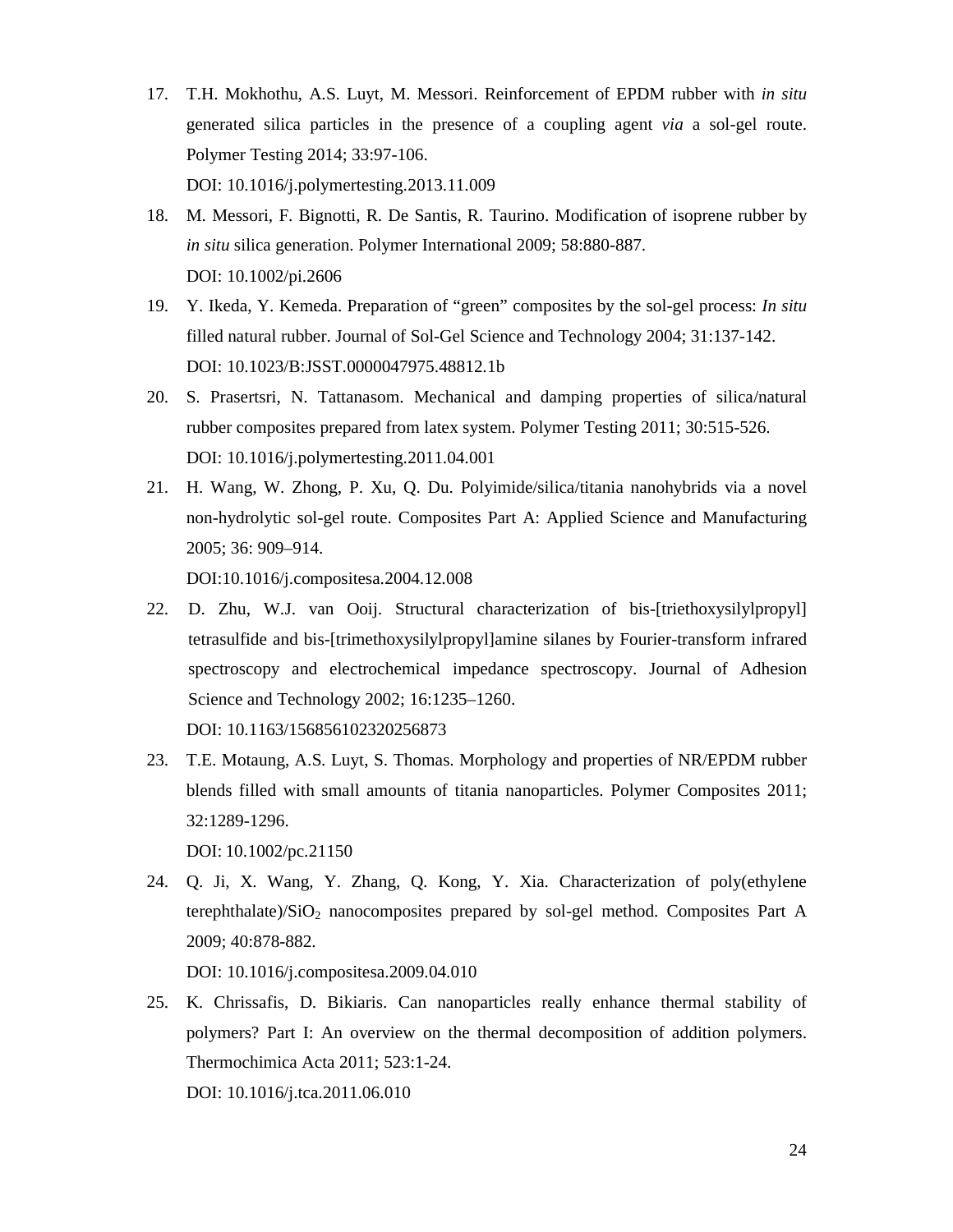17. T.H. Mokhothu, A.S. Luyt, M. Messori. Reinforcement of EPDM rubber with *in situ* generated silica particles in the presence of a coupling agent *via* a sol-gel route. Polymer Testing 2014; 33:97-106.
    DOI: 10.1016/j.polymertesting.2013.11.009

18. M. Messori, F. Bignotti, R. De Santis, R. Taurino. Modification of isoprene rubber by *in situ* silica generation. Polymer International 2009; 58:880-887.
    DOI: 10.1002/pi.2606

19. Y. Ikeda, Y. Kemeda. Preparation of "green" composites by the sol-gel process: *In situ* filled natural rubber. Journal of Sol-Gel Science and Technology 2004; 31:137-142.
    DOI: 10.1023/B:JSST.0000047975.48812.1b

20. S. Prasertsri, N. Tattanasom. Mechanical and damping properties of silica/natural rubber composites prepared from latex system. Polymer Testing 2011; 30:515-526.
    DOI: 10.1016/j.polymertesting.2011.04.001

21. H. Wang, W. Zhong, P. Xu, Q. Du. Polyimide/silica/titania nanohybrids via a novel non-hydrolytic sol-gel route. Composites Part A: Applied Science and Manufacturing 2005; 36: 909–914.
    DOI:10.1016/j.compositesa.2004.12.008

22. D. Zhu, W.J. van Ooij. Structural characterization of bis-[triethoxysilylpropyl] tetrasulfide and bis-[trimethoxysilylpropyl]amine silanes by Fourier-transform infrared spectroscopy and electrochemical impedance spectroscopy. Journal of Adhesion Science and Technology 2002; 16:1235–1260.
    DOI: 10.1163/156856102320256873

23. T.E. Motaung, A.S. Luyt, S. Thomas. Morphology and properties of NR/EPDM rubber blends filled with small amounts of titania nanoparticles. Polymer Composites 2011; 32:1289-1296.
    DOI: 10.1002/pc.21150

24. Q. Ji, X. Wang, Y. Zhang, Q. Kong, Y. Xia. Characterization of poly(ethylene terephthalate)/$SiO_2$ nanocomposites prepared by sol-gel method. Composites Part A 2009; 40:878-882.
    DOI: 10.1016/j.compositesa.2009.04.010

25. K. Chrissafis, D. Bikiaris. Can nanoparticles really enhance thermal stability of polymers? Part I: An overview on the thermal decomposition of addition polymers. Thermochimica Acta 2011; 523:1-24.
    DOI: 10.1016/j.tca.2011.06.010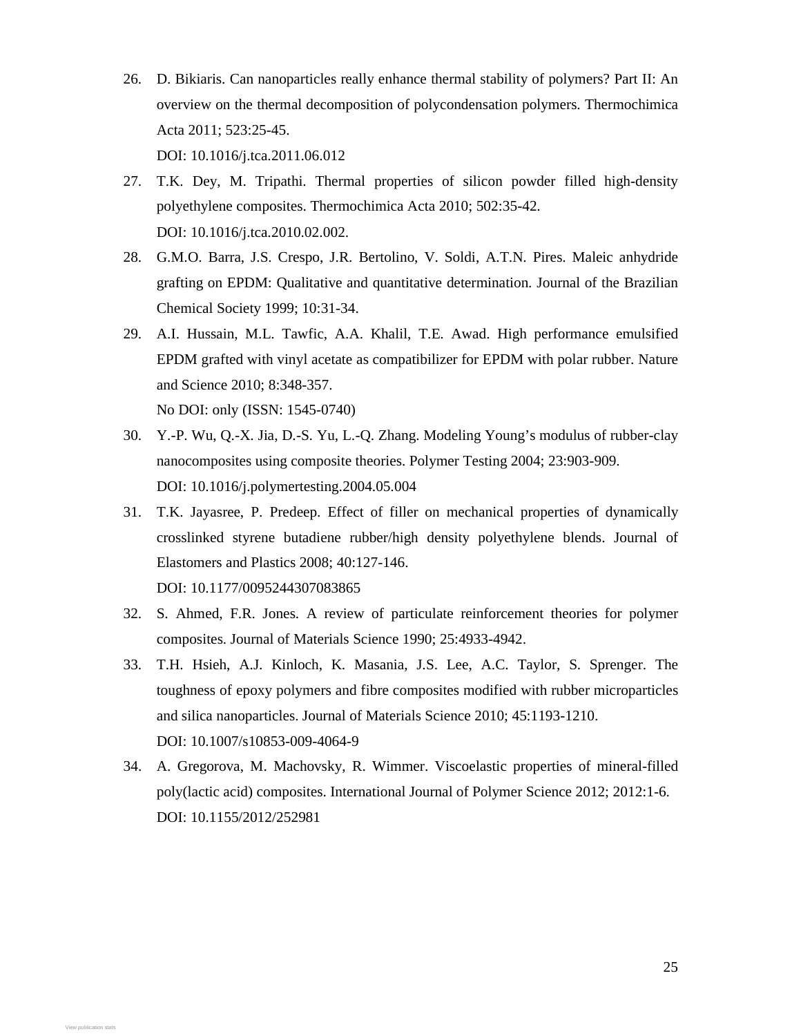26. D. Bikiaris. Can nanoparticles really enhance thermal stability of polymers? Part II: An overview on the thermal decomposition of polycondensation polymers. Thermochimica Acta 2011; 523:25-45.
    DOI: 10.1016/j.tca.2011.06.012
27. T.K. Dey, M. Tripathi. Thermal properties of silicon powder filled high-density polyethylene composites. Thermochimica Acta 2010; 502:35-42.
    DOI: 10.1016/j.tca.2010.02.002.
28. G.M.O. Barra, J.S. Crespo, J.R. Bertolino, V. Soldi, A.T.N. Pires. Maleic anhydride grafting on EPDM: Qualitative and quantitative determination. Journal of the Brazilian Chemical Society 1999; 10:31-34.
29. A.I. Hussain, M.L. Tawfic, A.A. Khalil, T.E. Awad. High performance emulsified EPDM grafted with vinyl acetate as compatibilizer for EPDM with polar rubber. Nature and Science 2010; 8:348-357.
    No DOI: only (ISSN: 1545-0740)
30. Y.-P. Wu, Q.-X. Jia, D.-S. Yu, L.-Q. Zhang. Modeling Young's modulus of rubber-clay nanocomposites using composite theories. Polymer Testing 2004; 23:903-909.
    DOI: 10.1016/j.polymertesting.2004.05.004
31. T.K. Jayasree, P. Predeep. Effect of filler on mechanical properties of dynamically crosslinked styrene butadiene rubber/high density polyethylene blends. Journal of Elastomers and Plastics 2008; 40:127-146.
    DOI: 10.1177/0095244307083865
32. S. Ahmed, F.R. Jones. A review of particulate reinforcement theories for polymer composites. Journal of Materials Science 1990; 25:4933-4942.
33. T.H. Hsieh, A.J. Kinloch, K. Masania, J.S. Lee, A.C. Taylor, S. Sprenger. The toughness of epoxy polymers and fibre composites modified with rubber microparticles and silica nanoparticles. Journal of Materials Science 2010; 45:1193-1210.
    DOI: 10.1007/s10853-009-4064-9
34. A. Gregorova, M. Machovsky, R. Wimmer. Viscoelastic properties of mineral-filled poly(lactic acid) composites. International Journal of Polymer Science 2012; 2012:1-6.
    DOI: 10.1155/2012/252981